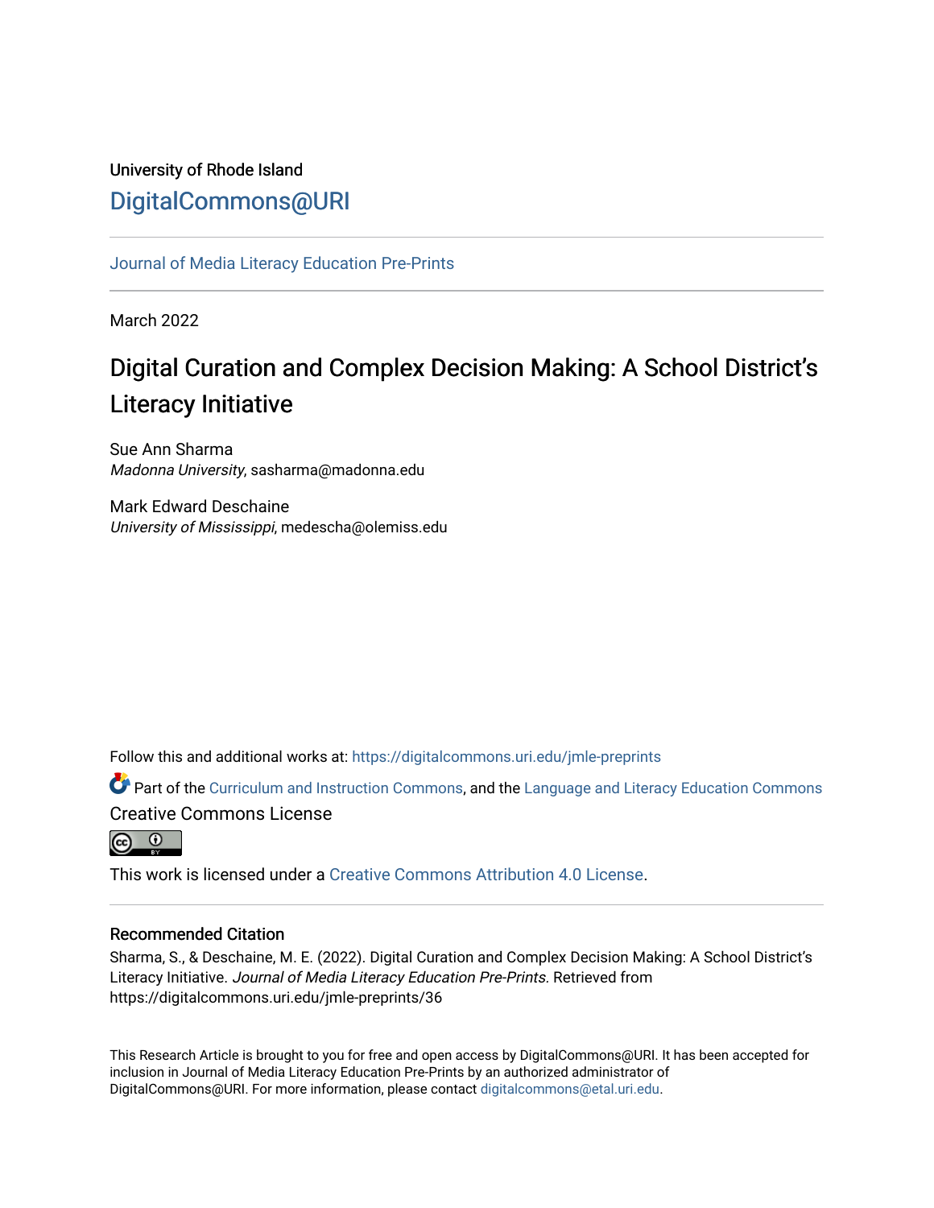University of Rhode Island

DigitalCommons@URI

Journal of Media Literacy Education Pre-Prints

March 2022

# Digital Curation and Complex Decision Making: A School District's Literacy Initiative

Sue Ann Sharma
*Madonna University*, sasharma@madonna.edu

Mark Edward Deschaine
*University of Mississippi*, medescha@olemiss.edu

Follow this and additional works at: https://digitalcommons.uri.edu/jmle-preprints

Part of the Curriculum and Instruction Commons, and the Language and Literacy Education Commons

Creative Commons License

This work is licensed under a Creative Commons Attribution 4.0 License.

## Recommended Citation

Sharma, S., & Deschaine, M. E. (2022). Digital Curation and Complex Decision Making: A School District's Literacy Initiative. *Journal of Media Literacy Education Pre-Prints.* Retrieved from https://digitalcommons.uri.edu/jmle-preprints/36

This Research Article is brought to you for free and open access by DigitalCommons@URI. It has been accepted for inclusion in Journal of Media Literacy Education Pre-Prints by an authorized administrator of DigitalCommons@URI. For more information, please contact digitalcommons@etal.uri.edu.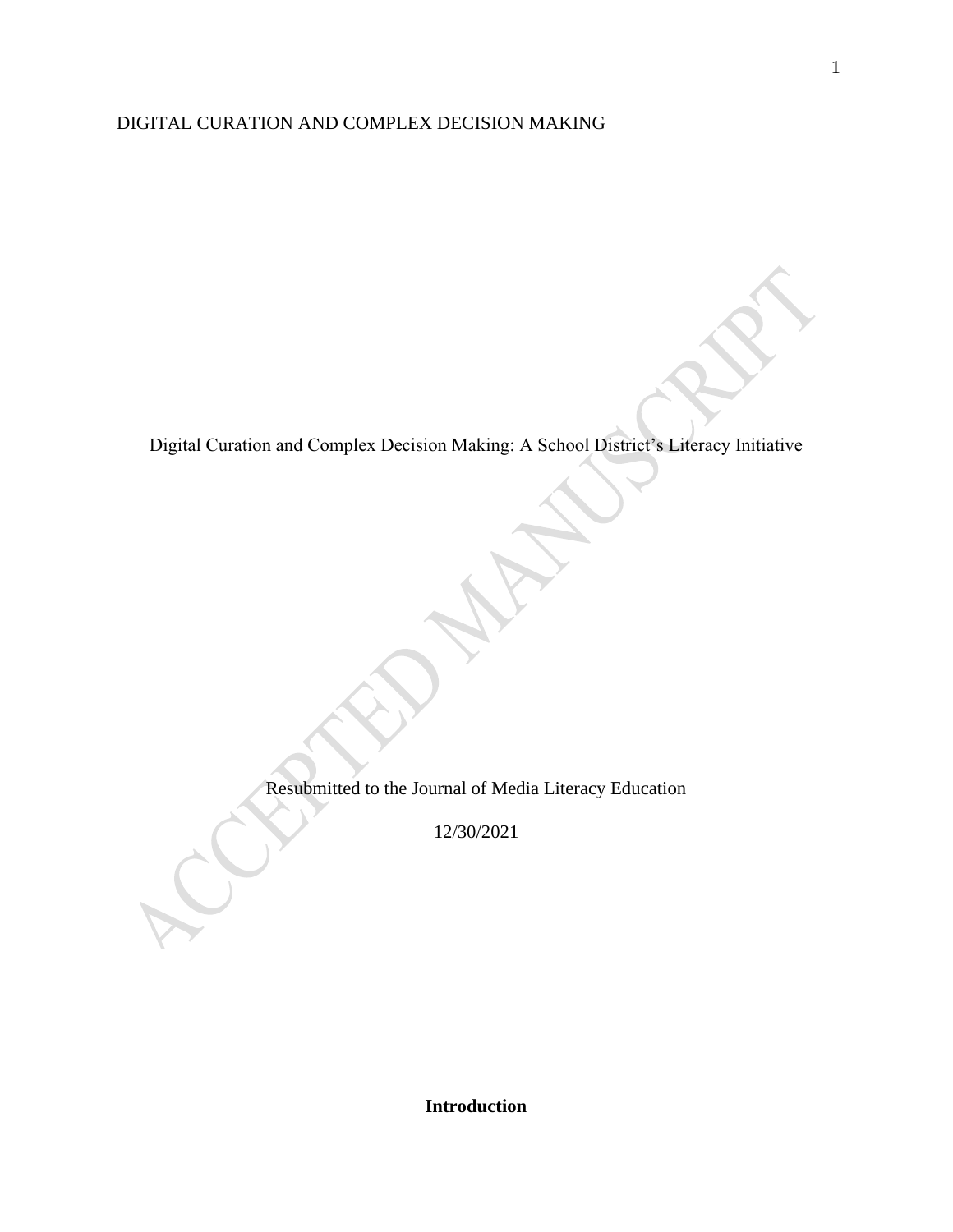Digital Curation and Complex Decision Making: A School District's Literacy Initiative

Resubmitted to the Journal of Media Literacy Education

12/30/2021

## Introduction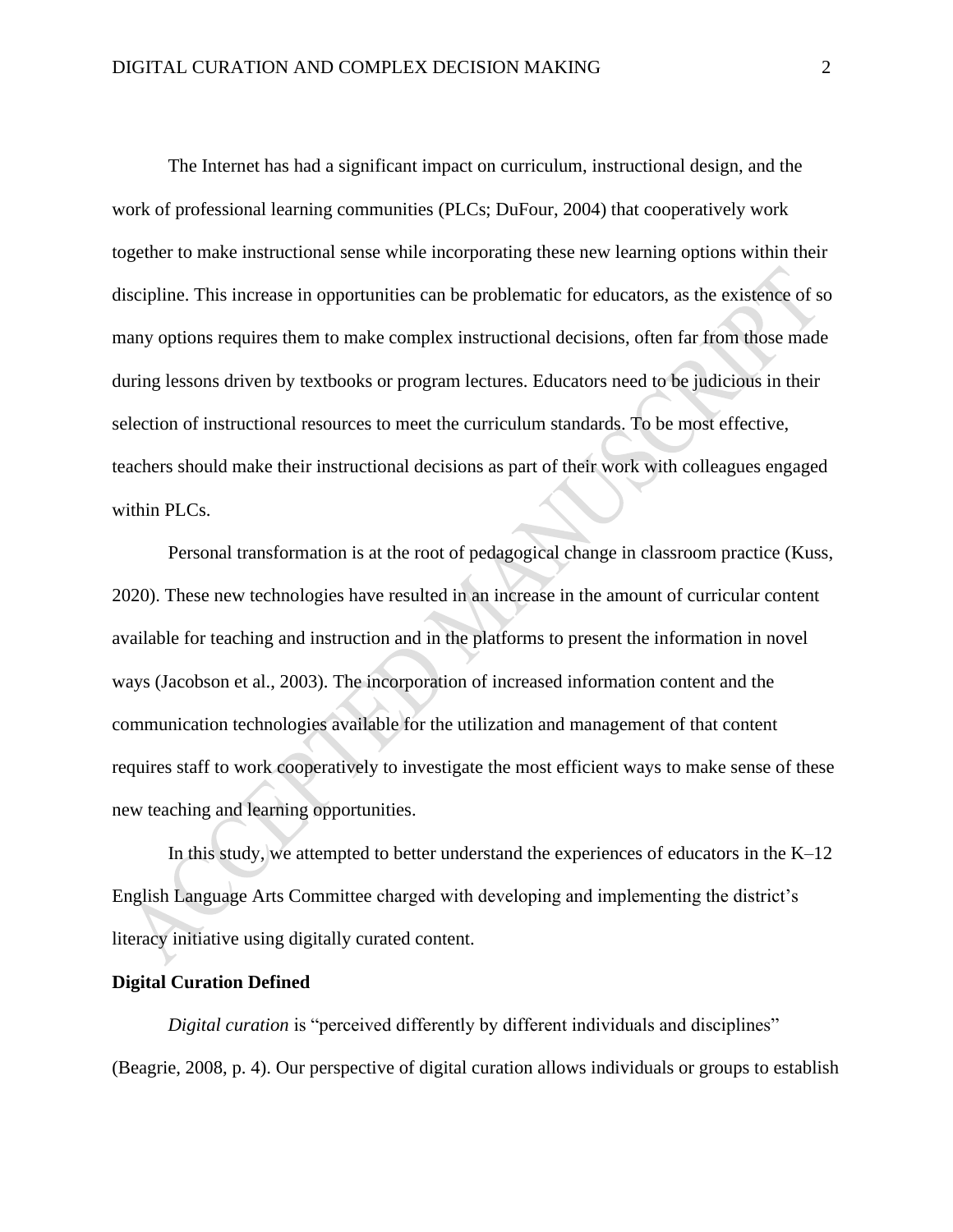The Internet has had a significant impact on curriculum, instructional design, and the work of professional learning communities (PLCs; DuFour, 2004) that cooperatively work together to make instructional sense while incorporating these new learning options within their discipline. This increase in opportunities can be problematic for educators, as the existence of so many options requires them to make complex instructional decisions, often far from those made during lessons driven by textbooks or program lectures. Educators need to be judicious in their selection of instructional resources to meet the curriculum standards. To be most effective, teachers should make their instructional decisions as part of their work with colleagues engaged within PLCs.

Personal transformation is at the root of pedagogical change in classroom practice (Kuss, 2020). These new technologies have resulted in an increase in the amount of curricular content available for teaching and instruction and in the platforms to present the information in novel ways (Jacobson et al., 2003). The incorporation of increased information content and the communication technologies available for the utilization and management of that content requires staff to work cooperatively to investigate the most efficient ways to make sense of these new teaching and learning opportunities.

In this study, we attempted to better understand the experiences of educators in the K–12 English Language Arts Committee charged with developing and implementing the district's literacy initiative using digitally curated content.

**Digital Curation Defined**

*Digital curation* is "perceived differently by different individuals and disciplines" (Beagrie, 2008, p. 4). Our perspective of digital curation allows individuals or groups to establish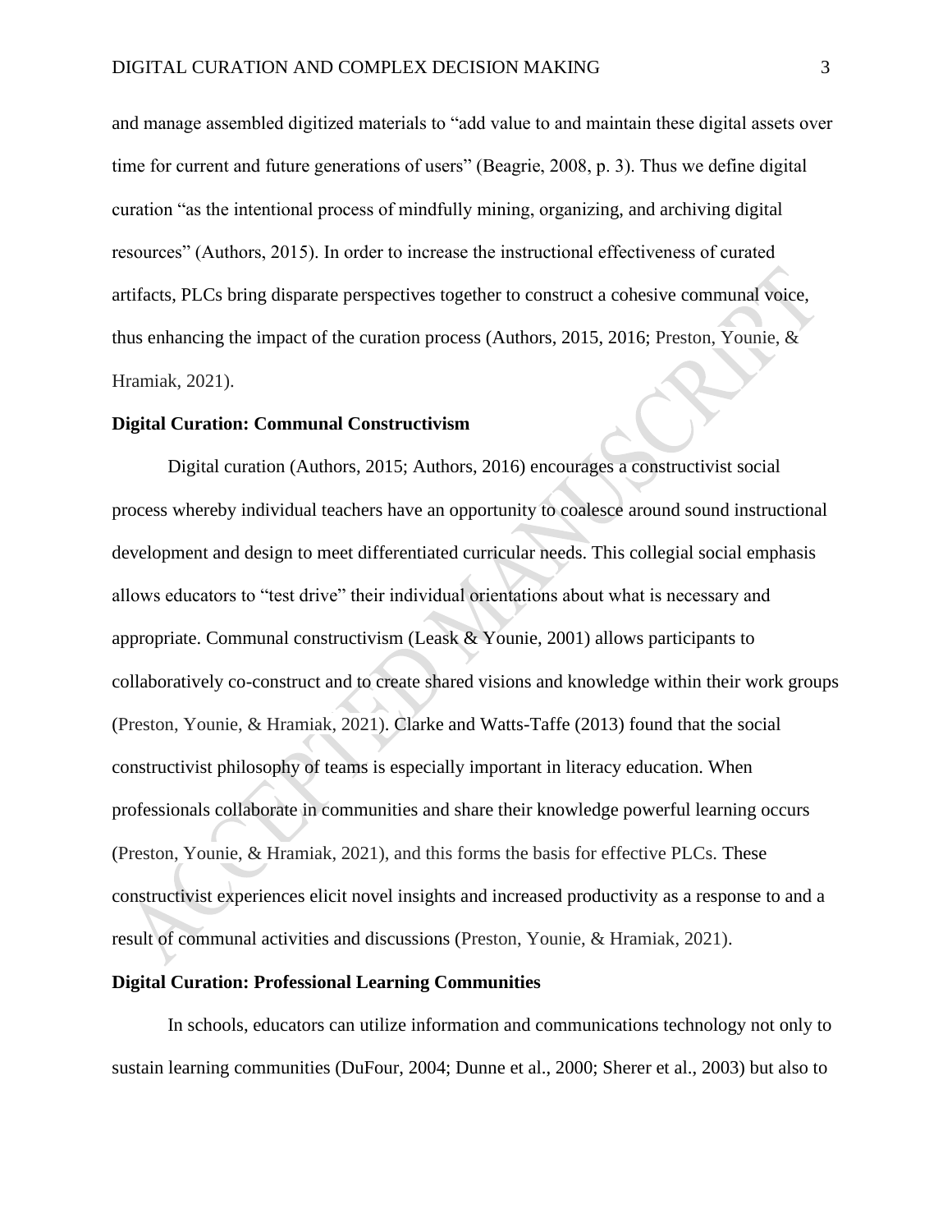and manage assembled digitized materials to "add value to and maintain these digital assets over time for current and future generations of users" (Beagrie, 2008, p. 3). Thus we define digital curation "as the intentional process of mindfully mining, organizing, and archiving digital resources" (Authors, 2015). In order to increase the instructional effectiveness of curated artifacts, PLCs bring disparate perspectives together to construct a cohesive communal voice, thus enhancing the impact of the curation process (Authors, 2015, 2016; Preston, Younie, & Hramiak, 2021).

**Digital Curation: Communal Constructivism**

Digital curation (Authors, 2015; Authors, 2016) encourages a constructivist social process whereby individual teachers have an opportunity to coalesce around sound instructional development and design to meet differentiated curricular needs. This collegial social emphasis allows educators to "test drive" their individual orientations about what is necessary and appropriate. Communal constructivism (Leask & Younie, 2001) allows participants to collaboratively co-construct and to create shared visions and knowledge within their work groups (Preston, Younie, & Hramiak, 2021). Clarke and Watts-Taffe (2013) found that the social constructivist philosophy of teams is especially important in literacy education. When professionals collaborate in communities and share their knowledge powerful learning occurs (Preston, Younie, & Hramiak, 2021), and this forms the basis for effective PLCs. These constructivist experiences elicit novel insights and increased productivity as a response to and a result of communal activities and discussions (Preston, Younie, & Hramiak, 2021).

**Digital Curation: Professional Learning Communities**

In schools, educators can utilize information and communications technology not only to sustain learning communities (DuFour, 2004; Dunne et al., 2000; Sherer et al., 2003) but also to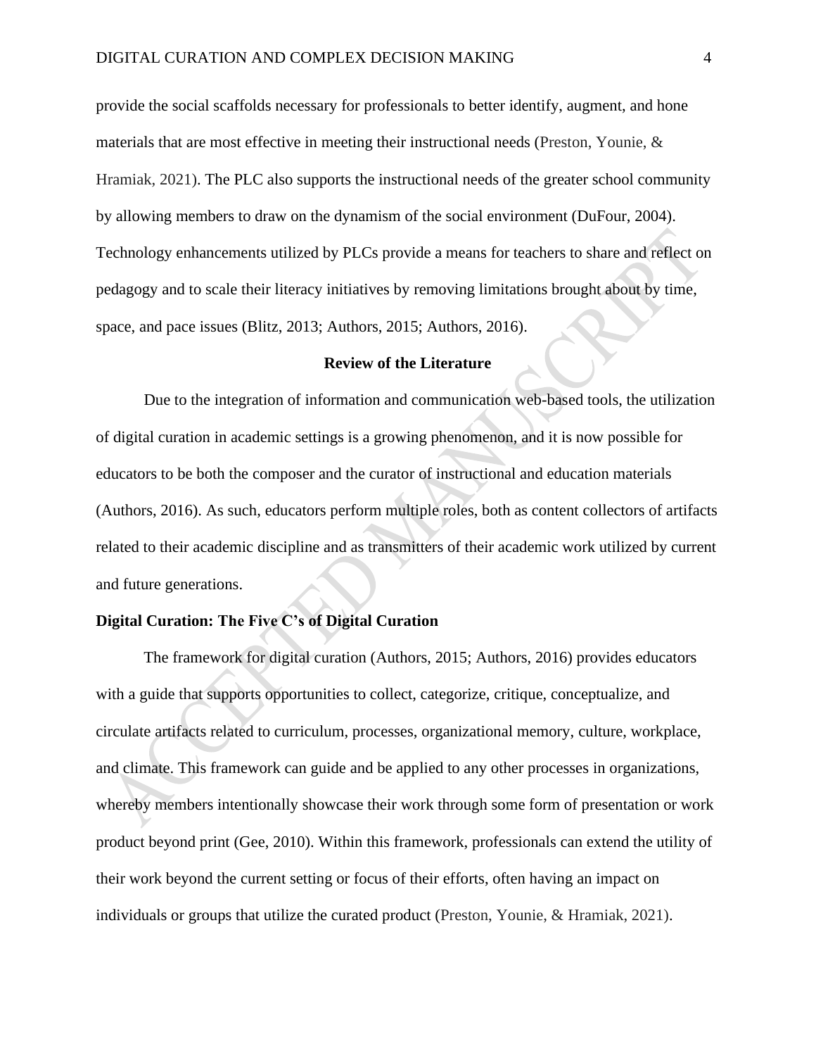provide the social scaffolds necessary for professionals to better identify, augment, and hone materials that are most effective in meeting their instructional needs (Preston, Younie, & Hramiak, 2021). The PLC also supports the instructional needs of the greater school community by allowing members to draw on the dynamism of the social environment (DuFour, 2004). Technology enhancements utilized by PLCs provide a means for teachers to share and reflect on pedagogy and to scale their literacy initiatives by removing limitations brought about by time, space, and pace issues (Blitz, 2013; Authors, 2015; Authors, 2016).

## Review of the Literature

Due to the integration of information and communication web-based tools, the utilization of digital curation in academic settings is a growing phenomenon, and it is now possible for educators to be both the composer and the curator of instructional and education materials (Authors, 2016). As such, educators perform multiple roles, both as content collectors of artifacts related to their academic discipline and as transmitters of their academic work utilized by current and future generations.

### Digital Curation: The Five C's of Digital Curation

The framework for digital curation (Authors, 2015; Authors, 2016) provides educators with a guide that supports opportunities to collect, categorize, critique, conceptualize, and circulate artifacts related to curriculum, processes, organizational memory, culture, workplace, and climate. This framework can guide and be applied to any other processes in organizations, whereby members intentionally showcase their work through some form of presentation or work product beyond print (Gee, 2010). Within this framework, professionals can extend the utility of their work beyond the current setting or focus of their efforts, often having an impact on individuals or groups that utilize the curated product (Preston, Younie, & Hramiak, 2021).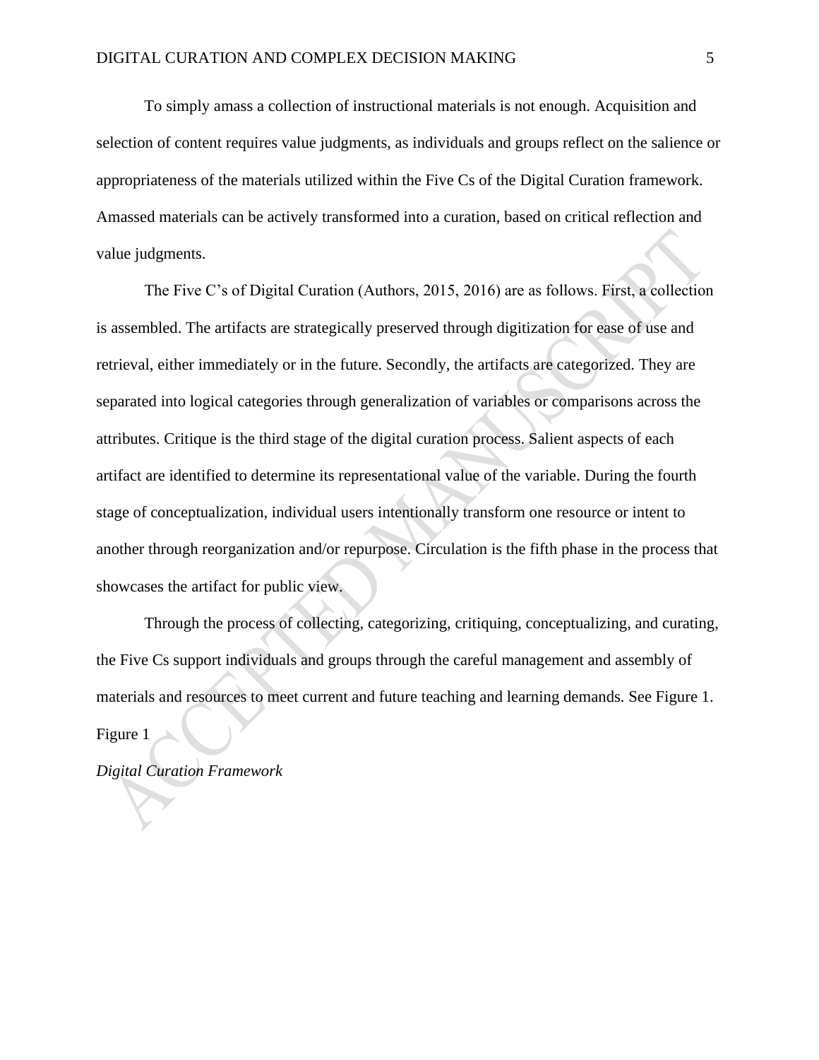To simply amass a collection of instructional materials is not enough. Acquisition and selection of content requires value judgments, as individuals and groups reflect on the salience or appropriateness of the materials utilized within the Five Cs of the Digital Curation framework. Amassed materials can be actively transformed into a curation, based on critical reflection and value judgments.

The Five C's of Digital Curation (Authors, 2015, 2016) are as follows. First, a collection is assembled. The artifacts are strategically preserved through digitization for ease of use and retrieval, either immediately or in the future. Secondly, the artifacts are categorized. They are separated into logical categories through generalization of variables or comparisons across the attributes. Critique is the third stage of the digital curation process. Salient aspects of each artifact are identified to determine its representational value of the variable. During the fourth stage of conceptualization, individual users intentionally transform one resource or intent to another through reorganization and/or repurpose. Circulation is the fifth phase in the process that showcases the artifact for public view.

Through the process of collecting, categorizing, critiquing, conceptualizing, and curating, the Five Cs support individuals and groups through the careful management and assembly of materials and resources to meet current and future teaching and learning demands. See Figure 1.

Figure 1

*Digital Curation Framework*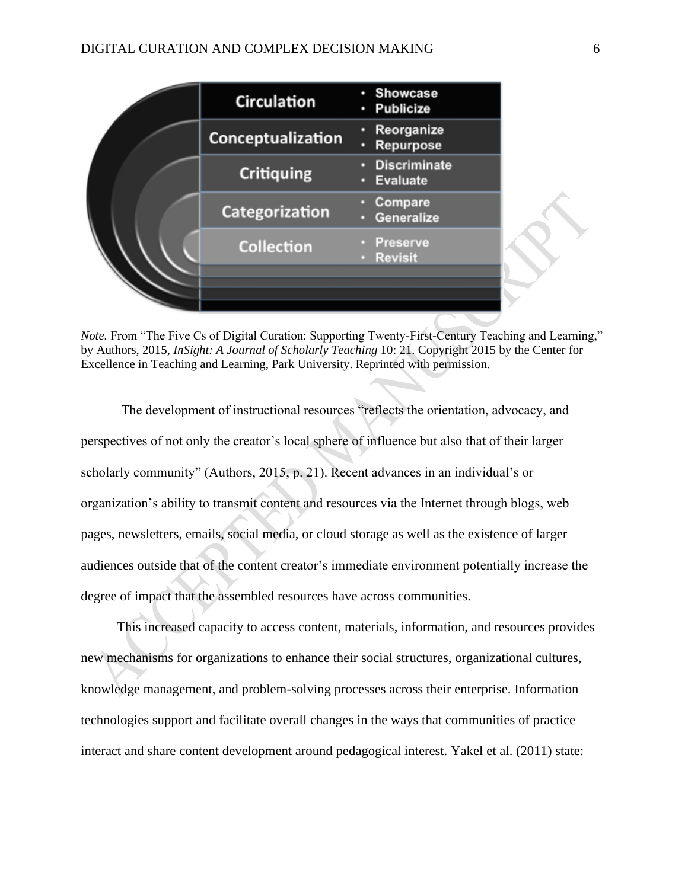| Circulation | • Showcase • Publicize |
| --- | --- |
| Conceptualization | • Reorganize • Repurpose |
| Critiquing | • Discriminate • Evaluate |
| Categorization | • Compare • Generalize |
| Collection | • Preserve • Revisit |

*Note.* From "The Five Cs of Digital Curation: Supporting Twenty-First-Century Teaching and Learning," by Authors, 2015, *InSight: A Journal of Scholarly Teaching* 10: 21. Copyright 2015 by the Center for Excellence in Teaching and Learning, Park University. Reprinted with permission.

The development of instructional resources "reflects the orientation, advocacy, and perspectives of not only the creator's local sphere of influence but also that of their larger scholarly community" (Authors, 2015, p. 21). Recent advances in an individual's or organization's ability to transmit content and resources via the Internet through blogs, web pages, newsletters, emails, social media, or cloud storage as well as the existence of larger audiences outside that of the content creator's immediate environment potentially increase the degree of impact that the assembled resources have across communities.

This increased capacity to access content, materials, information, and resources provides new mechanisms for organizations to enhance their social structures, organizational cultures, knowledge management, and problem-solving processes across their enterprise. Information technologies support and facilitate overall changes in the ways that communities of practice interact and share content development around pedagogical interest. Yakel et al. (2011) state: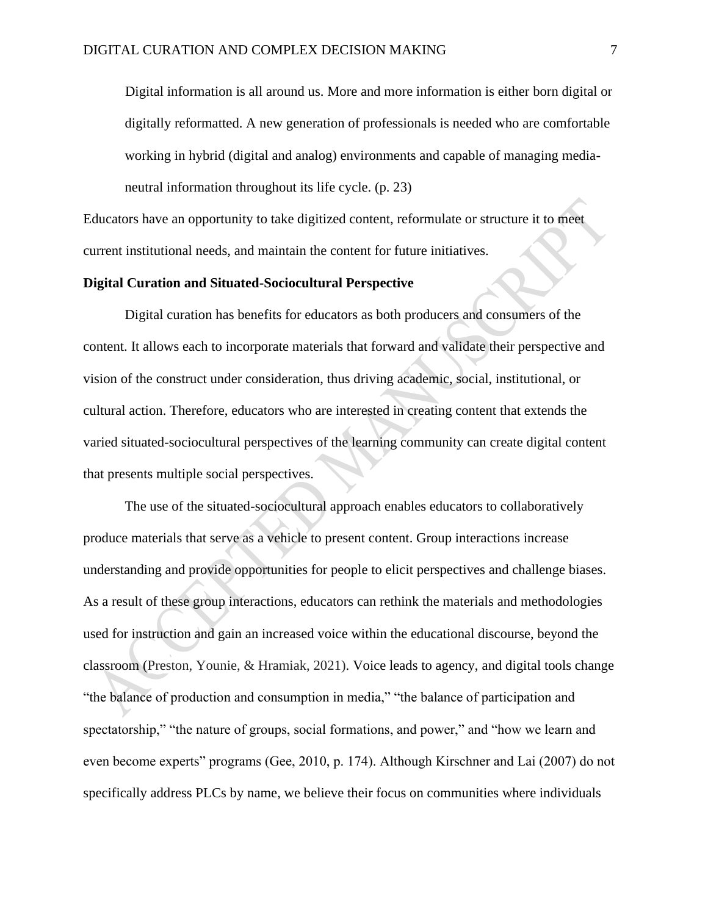> Digital information is all around us. More and more information is either born digital or digitally reformatted. A new generation of professionals is needed who are comfortable working in hybrid (digital and analog) environments and capable of managing media-neutral information throughout its life cycle. (p. 23)

Educators have an opportunity to take digitized content, reformulate or structure it to meet current institutional needs, and maintain the content for future initiatives.

**Digital Curation and Situated-Sociocultural Perspective**

Digital curation has benefits for educators as both producers and consumers of the content. It allows each to incorporate materials that forward and validate their perspective and vision of the construct under consideration, thus driving academic, social, institutional, or cultural action. Therefore, educators who are interested in creating content that extends the varied situated-sociocultural perspectives of the learning community can create digital content that presents multiple social perspectives.

The use of the situated-sociocultural approach enables educators to collaboratively produce materials that serve as a vehicle to present content. Group interactions increase understanding and provide opportunities for people to elicit perspectives and challenge biases. As a result of these group interactions, educators can rethink the materials and methodologies used for instruction and gain an increased voice within the educational discourse, beyond the classroom (Preston, Younie, & Hramiak, 2021). Voice leads to agency, and digital tools change "the balance of production and consumption in media," "the balance of participation and spectatorship," "the nature of groups, social formations, and power," and "how we learn and even become experts" programs (Gee, 2010, p. 174). Although Kirschner and Lai (2007) do not specifically address PLCs by name, we believe their focus on communities where individuals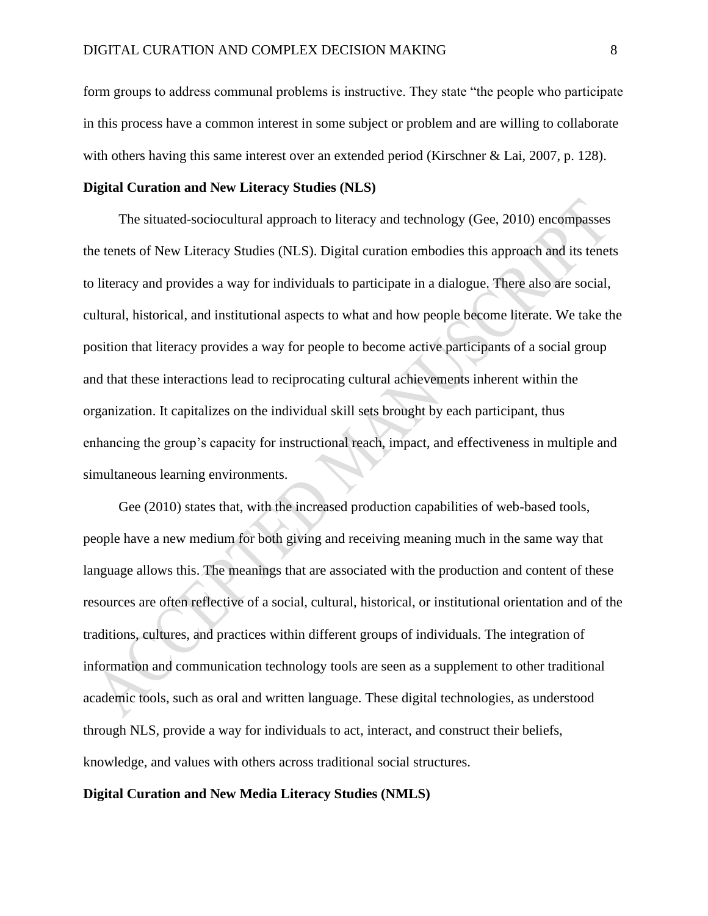form groups to address communal problems is instructive. They state "the people who participate in this process have a common interest in some subject or problem and are willing to collaborate with others having this same interest over an extended period (Kirschner & Lai, 2007, p. 128).

**Digital Curation and New Literacy Studies (NLS)**

The situated-sociocultural approach to literacy and technology (Gee, 2010) encompasses the tenets of New Literacy Studies (NLS). Digital curation embodies this approach and its tenets to literacy and provides a way for individuals to participate in a dialogue. There also are social, cultural, historical, and institutional aspects to what and how people become literate. We take the position that literacy provides a way for people to become active participants of a social group and that these interactions lead to reciprocating cultural achievements inherent within the organization. It capitalizes on the individual skill sets brought by each participant, thus enhancing the group's capacity for instructional reach, impact, and effectiveness in multiple and simultaneous learning environments.

Gee (2010) states that, with the increased production capabilities of web-based tools, people have a new medium for both giving and receiving meaning much in the same way that language allows this. The meanings that are associated with the production and content of these resources are often reflective of a social, cultural, historical, or institutional orientation and of the traditions, cultures, and practices within different groups of individuals. The integration of information and communication technology tools are seen as a supplement to other traditional academic tools, such as oral and written language. These digital technologies, as understood through NLS, provide a way for individuals to act, interact, and construct their beliefs, knowledge, and values with others across traditional social structures.

**Digital Curation and New Media Literacy Studies (NMLS)**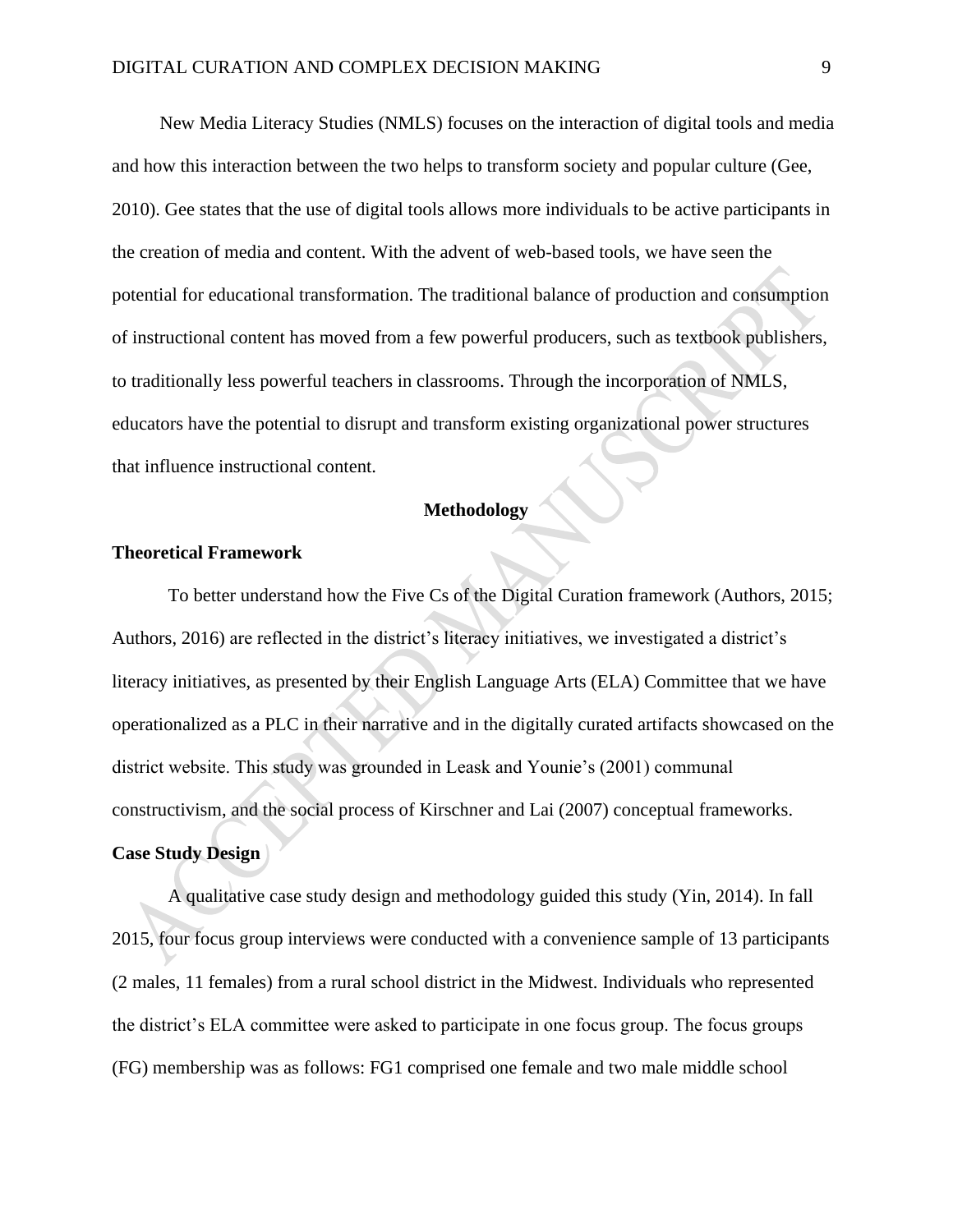New Media Literacy Studies (NMLS) focuses on the interaction of digital tools and media and how this interaction between the two helps to transform society and popular culture (Gee, 2010). Gee states that the use of digital tools allows more individuals to be active participants in the creation of media and content. With the advent of web-based tools, we have seen the potential for educational transformation. The traditional balance of production and consumption of instructional content has moved from a few powerful producers, such as textbook publishers, to traditionally less powerful teachers in classrooms. Through the incorporation of NMLS, educators have the potential to disrupt and transform existing organizational power structures that influence instructional content.

## Methodology

### Theoretical Framework

To better understand how the Five Cs of the Digital Curation framework (Authors, 2015; Authors, 2016) are reflected in the district's literacy initiatives, we investigated a district's literacy initiatives, as presented by their English Language Arts (ELA) Committee that we have operationalized as a PLC in their narrative and in the digitally curated artifacts showcased on the district website. This study was grounded in Leask and Younie's (2001) communal constructivism, and the social process of Kirschner and Lai (2007) conceptual frameworks.

### Case Study Design

A qualitative case study design and methodology guided this study (Yin, 2014). In fall 2015, four focus group interviews were conducted with a convenience sample of 13 participants (2 males, 11 females) from a rural school district in the Midwest. Individuals who represented the district's ELA committee were asked to participate in one focus group. The focus groups (FG) membership was as follows: FG1 comprised one female and two male middle school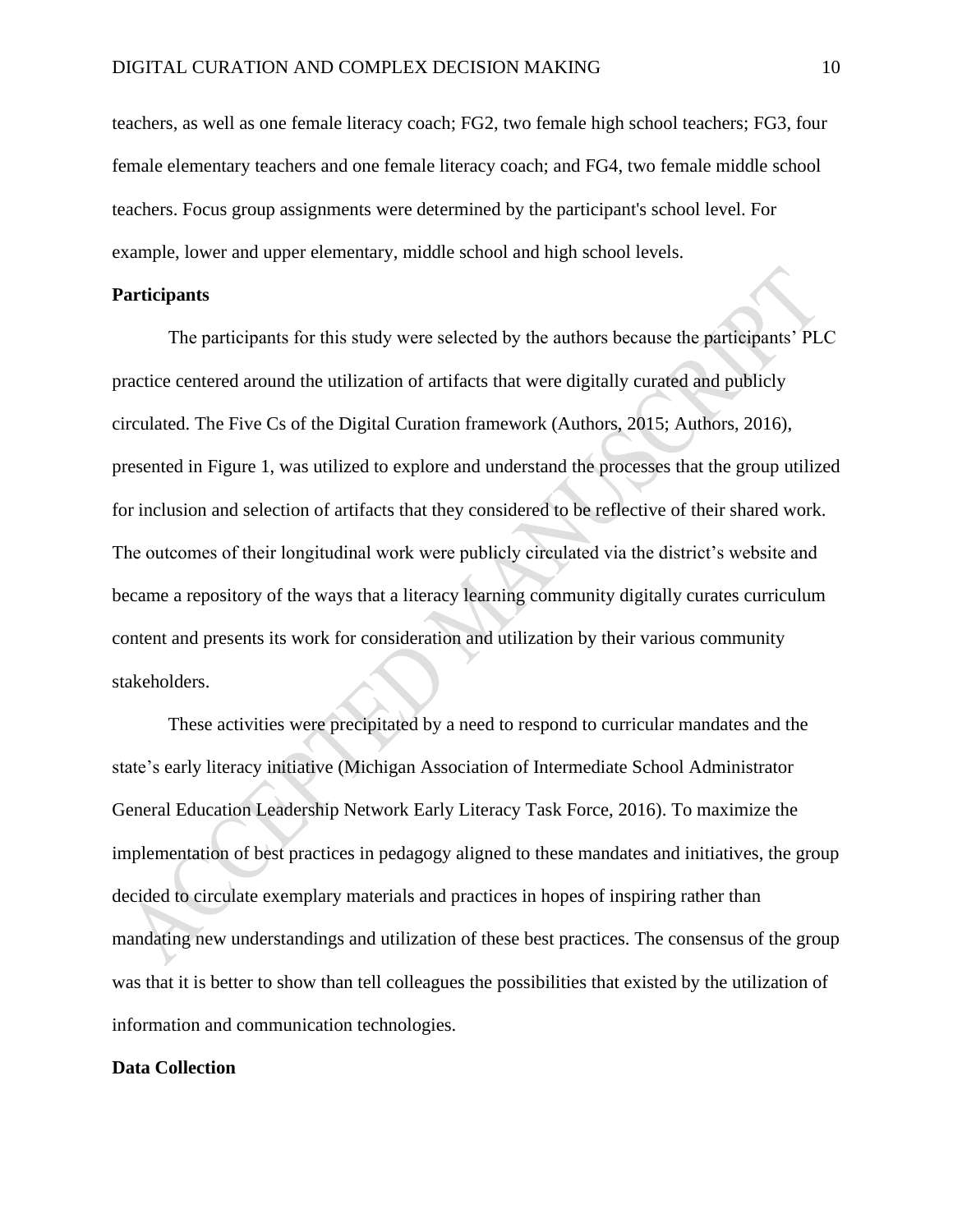teachers, as well as one female literacy coach; FG2, two female high school teachers; FG3, four female elementary teachers and one female literacy coach; and FG4, two female middle school teachers. Focus group assignments were determined by the participant's school level. For example, lower and upper elementary, middle school and high school levels.

**Participants**

The participants for this study were selected by the authors because the participants' PLC practice centered around the utilization of artifacts that were digitally curated and publicly circulated. The Five Cs of the Digital Curation framework (Authors, 2015; Authors, 2016), presented in Figure 1, was utilized to explore and understand the processes that the group utilized for inclusion and selection of artifacts that they considered to be reflective of their shared work. The outcomes of their longitudinal work were publicly circulated via the district's website and became a repository of the ways that a literacy learning community digitally curates curriculum content and presents its work for consideration and utilization by their various community stakeholders.

These activities were precipitated by a need to respond to curricular mandates and the state's early literacy initiative (Michigan Association of Intermediate School Administrator General Education Leadership Network Early Literacy Task Force, 2016). To maximize the implementation of best practices in pedagogy aligned to these mandates and initiatives, the group decided to circulate exemplary materials and practices in hopes of inspiring rather than mandating new understandings and utilization of these best practices. The consensus of the group was that it is better to show than tell colleagues the possibilities that existed by the utilization of information and communication technologies.

**Data Collection**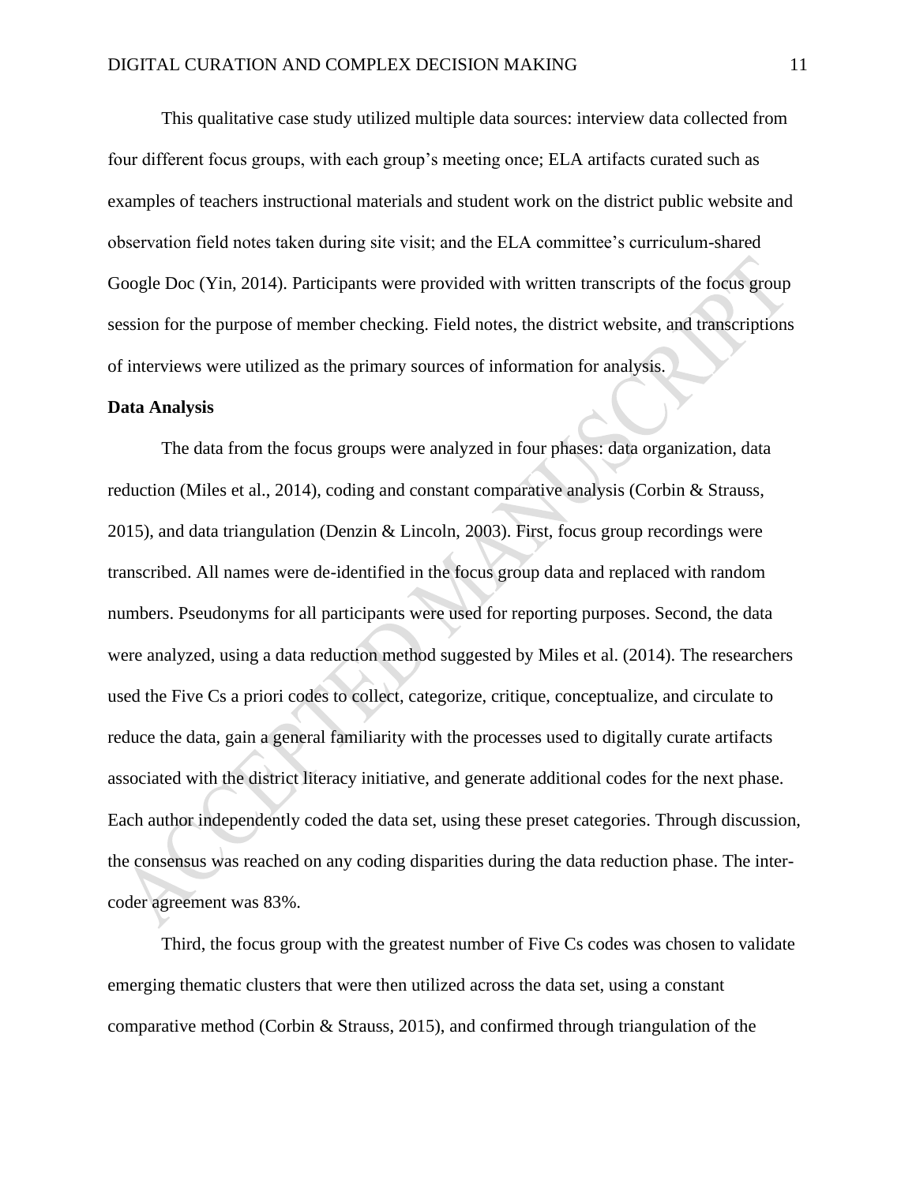This qualitative case study utilized multiple data sources: interview data collected from four different focus groups, with each group's meeting once; ELA artifacts curated such as examples of teachers instructional materials and student work on the district public website and observation field notes taken during site visit; and the ELA committee's curriculum-shared Google Doc (Yin, 2014). Participants were provided with written transcripts of the focus group session for the purpose of member checking. Field notes, the district website, and transcriptions of interviews were utilized as the primary sources of information for analysis.

**Data Analysis**

The data from the focus groups were analyzed in four phases: data organization, data reduction (Miles et al., 2014), coding and constant comparative analysis (Corbin & Strauss, 2015), and data triangulation (Denzin & Lincoln, 2003). First, focus group recordings were transcribed. All names were de-identified in the focus group data and replaced with random numbers. Pseudonyms for all participants were used for reporting purposes. Second, the data were analyzed, using a data reduction method suggested by Miles et al. (2014). The researchers used the Five Cs a priori codes to collect, categorize, critique, conceptualize, and circulate to reduce the data, gain a general familiarity with the processes used to digitally curate artifacts associated with the district literacy initiative, and generate additional codes for the next phase. Each author independently coded the data set, using these preset categories. Through discussion, the consensus was reached on any coding disparities during the data reduction phase. The inter-coder agreement was 83%.

Third, the focus group with the greatest number of Five Cs codes was chosen to validate emerging thematic clusters that were then utilized across the data set, using a constant comparative method (Corbin & Strauss, 2015), and confirmed through triangulation of the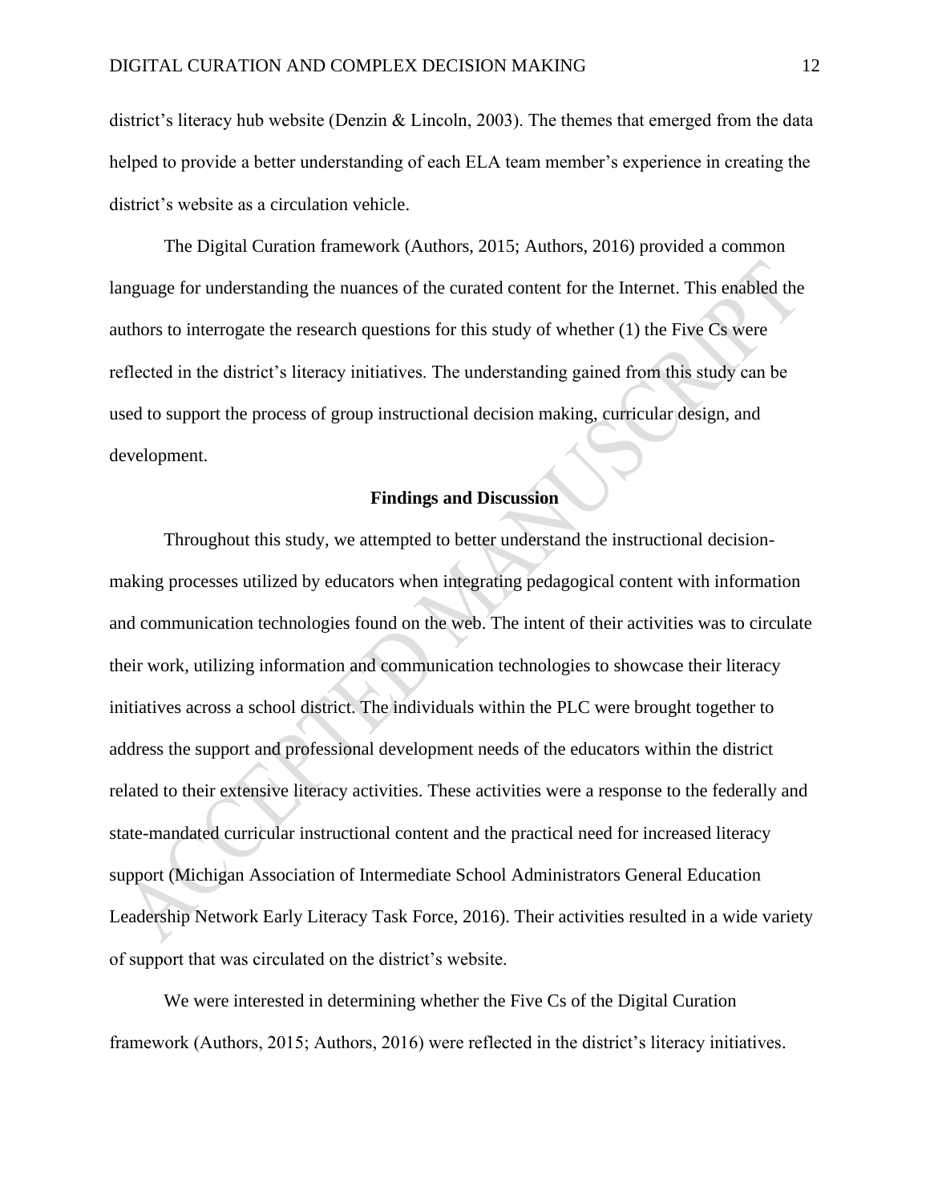district's literacy hub website (Denzin & Lincoln, 2003). The themes that emerged from the data helped to provide a better understanding of each ELA team member's experience in creating the district's website as a circulation vehicle.

The Digital Curation framework (Authors, 2015; Authors, 2016) provided a common language for understanding the nuances of the curated content for the Internet. This enabled the authors to interrogate the research questions for this study of whether (1) the Five Cs were reflected in the district's literacy initiatives. The understanding gained from this study can be used to support the process of group instructional decision making, curricular design, and development.

## Findings and Discussion

Throughout this study, we attempted to better understand the instructional decision-making processes utilized by educators when integrating pedagogical content with information and communication technologies found on the web. The intent of their activities was to circulate their work, utilizing information and communication technologies to showcase their literacy initiatives across a school district. The individuals within the PLC were brought together to address the support and professional development needs of the educators within the district related to their extensive literacy activities. These activities were a response to the federally and state-mandated curricular instructional content and the practical need for increased literacy support (Michigan Association of Intermediate School Administrators General Education Leadership Network Early Literacy Task Force, 2016). Their activities resulted in a wide variety of support that was circulated on the district's website.

We were interested in determining whether the Five Cs of the Digital Curation framework (Authors, 2015; Authors, 2016) were reflected in the district's literacy initiatives.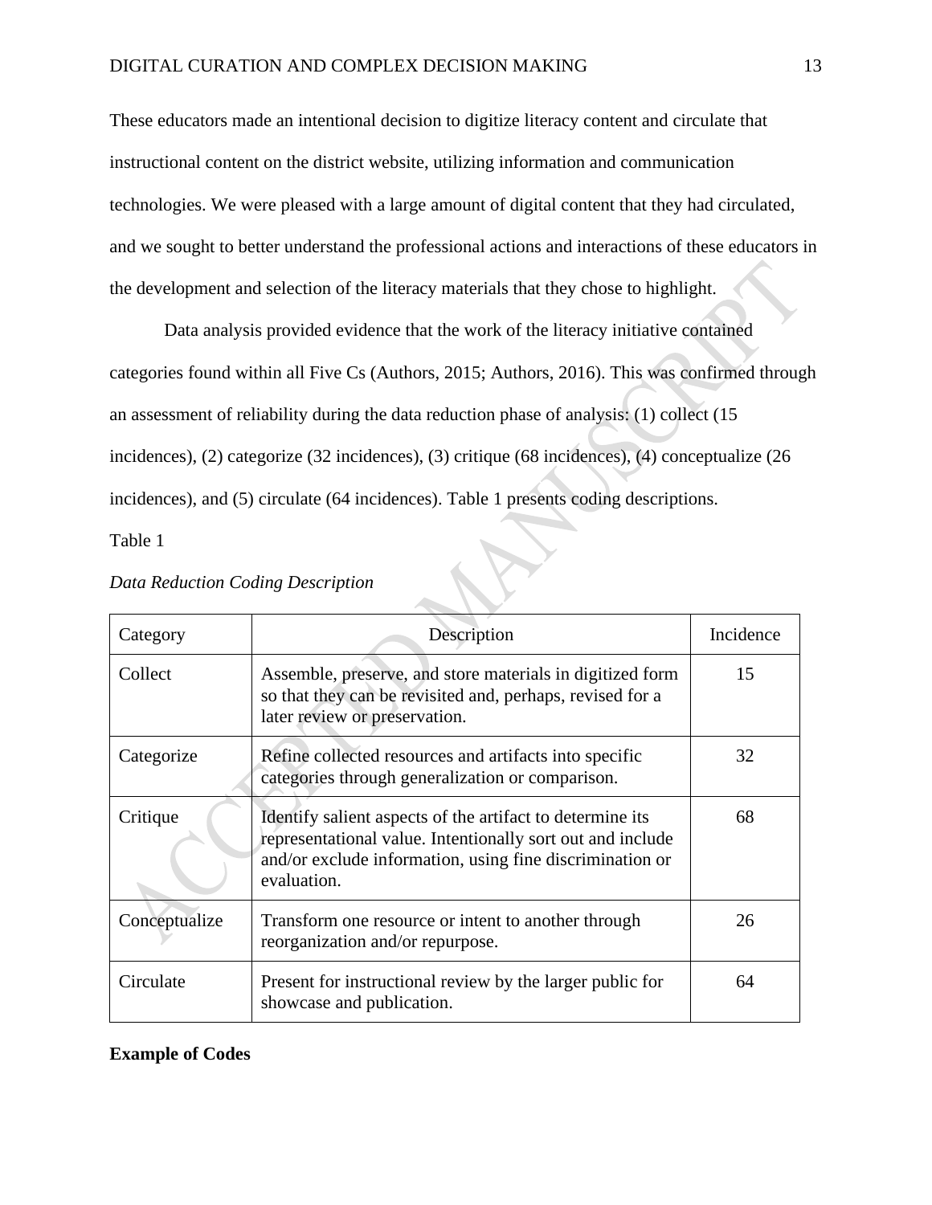These educators made an intentional decision to digitize literacy content and circulate that instructional content on the district website, utilizing information and communication technologies. We were pleased with a large amount of digital content that they had circulated, and we sought to better understand the professional actions and interactions of these educators in the development and selection of the literacy materials that they chose to highlight.

Data analysis provided evidence that the work of the literacy initiative contained categories found within all Five Cs (Authors, 2015; Authors, 2016). This was confirmed through an assessment of reliability during the data reduction phase of analysis: (1) collect (15 incidences), (2) categorize (32 incidences), (3) critique (68 incidences), (4) conceptualize (26 incidences), and (5) circulate (64 incidences). Table 1 presents coding descriptions.

Table 1

*Data Reduction Coding Description*

| Category | Description | Incidence |
| --- | --- | --- |
| Collect | Assemble, preserve, and store materials in digitized form so that they can be revisited and, perhaps, revised for a later review or preservation. | 15 |
| Categorize | Refine collected resources and artifacts into specific categories through generalization or comparison. | 32 |
| Critique | Identify salient aspects of the artifact to determine its representational value. Intentionally sort out and include and/or exclude information, using fine discrimination or evaluation. | 68 |
| Conceptualize | Transform one resource or intent to another through reorganization and/or repurpose. | 26 |
| Circulate | Present for instructional review by the larger public for showcase and publication. | 64 |

**Example of Codes**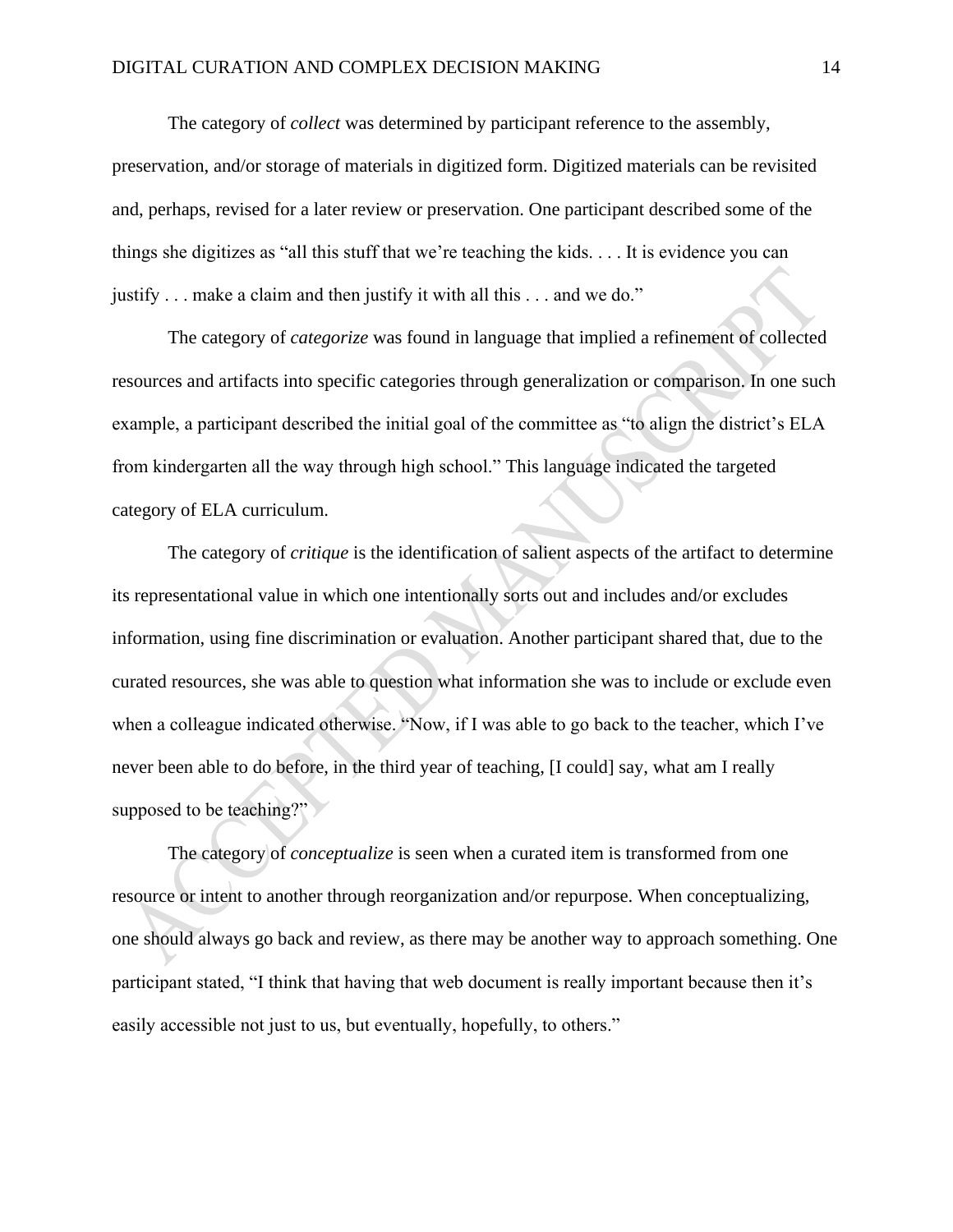The category of *collect* was determined by participant reference to the assembly, preservation, and/or storage of materials in digitized form. Digitized materials can be revisited and, perhaps, revised for a later review or preservation. One participant described some of the things she digitizes as "all this stuff that we're teaching the kids. . . . It is evidence you can justify . . . make a claim and then justify it with all this . . . and we do."

The category of *categorize* was found in language that implied a refinement of collected resources and artifacts into specific categories through generalization or comparison. In one such example, a participant described the initial goal of the committee as "to align the district's ELA from kindergarten all the way through high school." This language indicated the targeted category of ELA curriculum.

The category of *critique* is the identification of salient aspects of the artifact to determine its representational value in which one intentionally sorts out and includes and/or excludes information, using fine discrimination or evaluation. Another participant shared that, due to the curated resources, she was able to question what information she was to include or exclude even when a colleague indicated otherwise. "Now, if I was able to go back to the teacher, which I've never been able to do before, in the third year of teaching, [I could] say, what am I really supposed to be teaching?"

The category of *conceptualize* is seen when a curated item is transformed from one resource or intent to another through reorganization and/or repurpose. When conceptualizing, one should always go back and review, as there may be another way to approach something. One participant stated, "I think that having that web document is really important because then it's easily accessible not just to us, but eventually, hopefully, to others."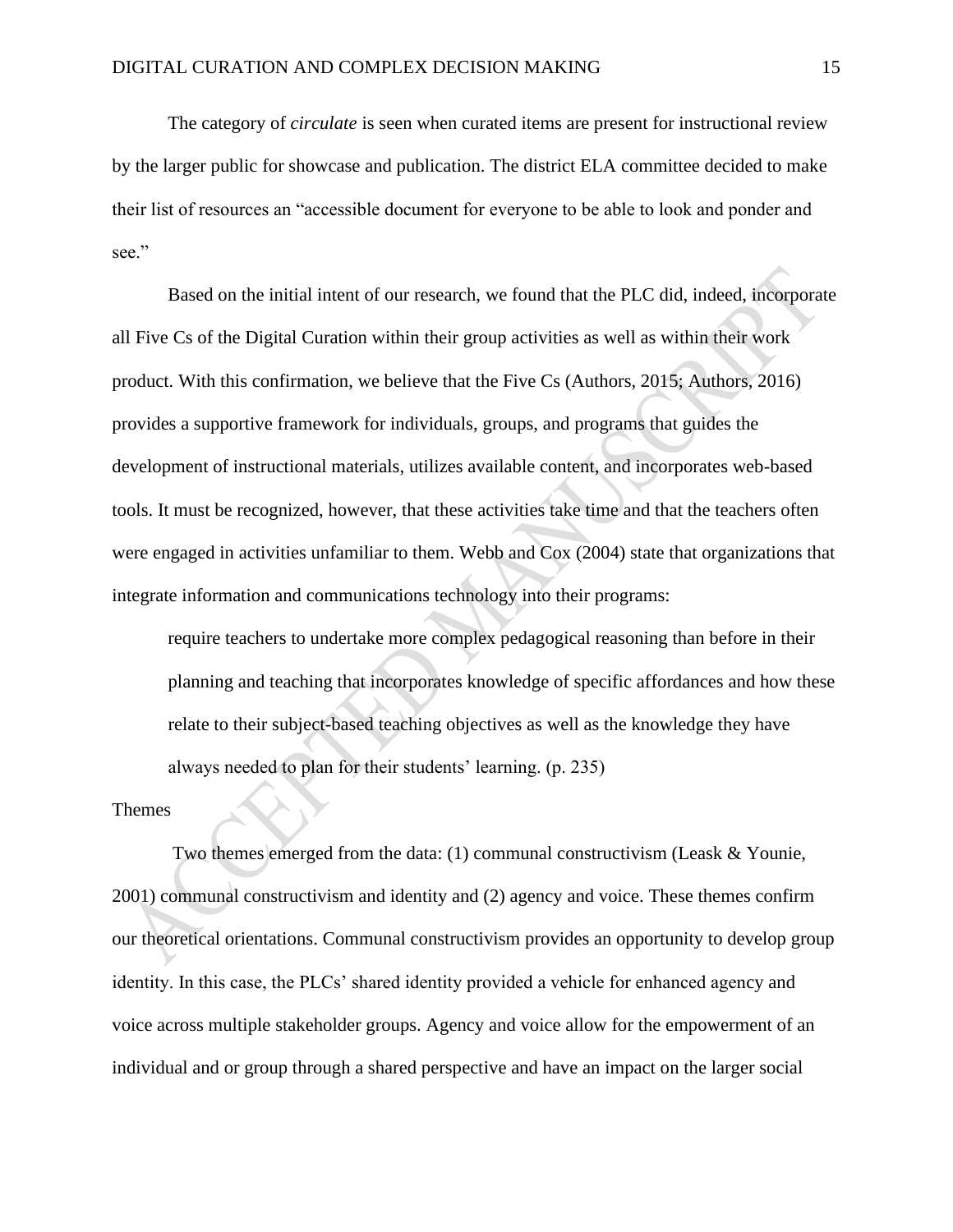The category of *circulate* is seen when curated items are present for instructional review by the larger public for showcase and publication. The district ELA committee decided to make their list of resources an "accessible document for everyone to be able to look and ponder and see."

Based on the initial intent of our research, we found that the PLC did, indeed, incorporate all Five Cs of the Digital Curation within their group activities as well as within their work product. With this confirmation, we believe that the Five Cs (Authors, 2015; Authors, 2016) provides a supportive framework for individuals, groups, and programs that guides the development of instructional materials, utilizes available content, and incorporates web-based tools. It must be recognized, however, that these activities take time and that the teachers often were engaged in activities unfamiliar to them. Webb and Cox (2004) state that organizations that integrate information and communications technology into their programs:

> require teachers to undertake more complex pedagogical reasoning than before in their planning and teaching that incorporates knowledge of specific affordances and how these relate to their subject-based teaching objectives as well as the knowledge they have always needed to plan for their students' learning. (p. 235)

## Themes

Two themes emerged from the data: (1) communal constructivism (Leask & Younie, 2001) communal constructivism and identity and (2) agency and voice. These themes confirm our theoretical orientations. Communal constructivism provides an opportunity to develop group identity. In this case, the PLCs' shared identity provided a vehicle for enhanced agency and voice across multiple stakeholder groups. Agency and voice allow for the empowerment of an individual and or group through a shared perspective and have an impact on the larger social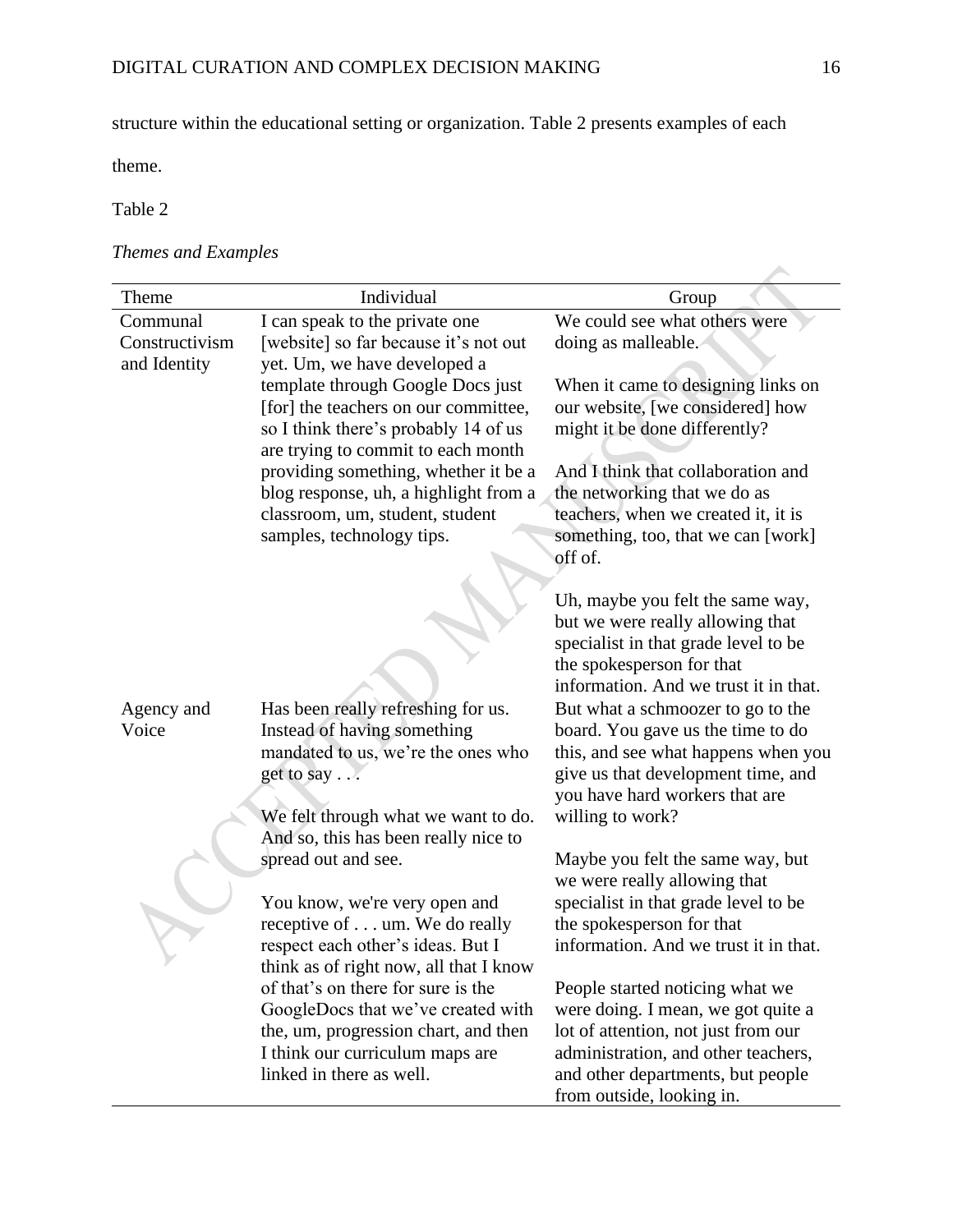structure within the educational setting or organization. Table 2 presents examples of each theme.

Table 2

*Themes and Examples*

| Theme | Individual | Group |
| --- | --- | --- |
| Communal Constructivism and Identity | I can speak to the private one [website] so far because it's not out yet. Um, we have developed a template through Google Docs just [for] the teachers on our committee, so I think there's probably 14 of us are trying to commit to each month providing something, whether it be a blog response, uh, a highlight from a classroom, um, student, student samples, technology tips. | We could see what others were doing as malleable.<br><br>When it came to designing links on our website, [we considered] how might it be done differently?<br><br>And I think that collaboration and the networking that we do as teachers, when we created it, it is something, too, that we can [work] off of.<br><br>Uh, maybe you felt the same way, but we were really allowing that specialist in that grade level to be the spokesperson for that information. And we trust it in that. |
| Agency and Voice | Has been really refreshing for us. Instead of having something mandated to us, we're the ones who get to say . . .<br><br>We felt through what we want to do. And so, this has been really nice to spread out and see.<br><br>You know, we're very open and receptive of . . . um. We do really respect each other's ideas. But I think as of right now, all that I know of that's on there for sure is the GoogleDocs that we've created with the, um, progression chart, and then I think our curriculum maps are linked in there as well. | But what a schmoozer to go to the board. You gave us the time to do this, and see what happens when you give us that development time, and you have hard workers that are willing to work?<br><br>Maybe you felt the same way, but we were really allowing that specialist in that grade level to be the spokesperson for that information. And we trust it in that.<br><br>People started noticing what we were doing. I mean, we got quite a lot of attention, not just from our administration, and other teachers, and other departments, but people from outside, looking in. |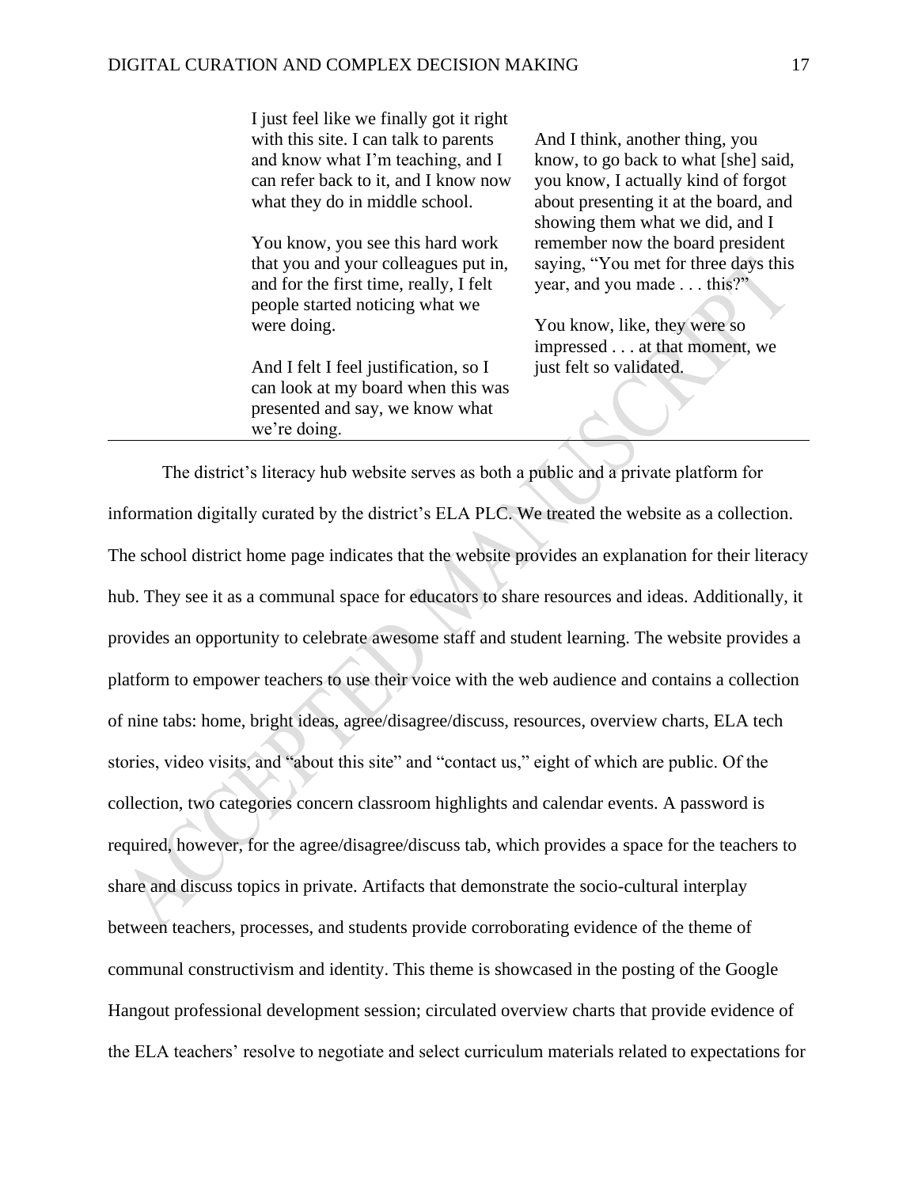| | | |
|---|---|---|
| | I just feel like we finally got it right with this site. I can talk to parents and know what I'm teaching, and I can refer back to it, and I know now what they do in middle school.<br><br>You know, you see this hard work that you and your colleagues put in, and for the first time, really, I felt people started noticing what we were doing.<br><br>And I felt I feel justification, so I can look at my board when this was presented and say, we know what we're doing. | And I think, another thing, you know, to go back to what [she] said, you know, I actually kind of forgot about presenting it at the board, and showing them what we did, and I remember now the board president saying, "You met for three days this year, and you made . . . this?"<br><br>You know, like, they were so impressed . . . at that moment, we just felt so validated. |

The district's literacy hub website serves as both a public and a private platform for information digitally curated by the district's ELA PLC. We treated the website as a collection. The school district home page indicates that the website provides an explanation for their literacy hub. They see it as a communal space for educators to share resources and ideas. Additionally, it provides an opportunity to celebrate awesome staff and student learning. The website provides a platform to empower teachers to use their voice with the web audience and contains a collection of nine tabs: home, bright ideas, agree/disagree/discuss, resources, overview charts, ELA tech stories, video visits, and "about this site" and "contact us," eight of which are public. Of the collection, two categories concern classroom highlights and calendar events. A password is required, however, for the agree/disagree/discuss tab, which provides a space for the teachers to share and discuss topics in private. Artifacts that demonstrate the socio-cultural interplay between teachers, processes, and students provide corroborating evidence of the theme of communal constructivism and identity. This theme is showcased in the posting of the Google Hangout professional development session; circulated overview charts that provide evidence of the ELA teachers' resolve to negotiate and select curriculum materials related to expectations for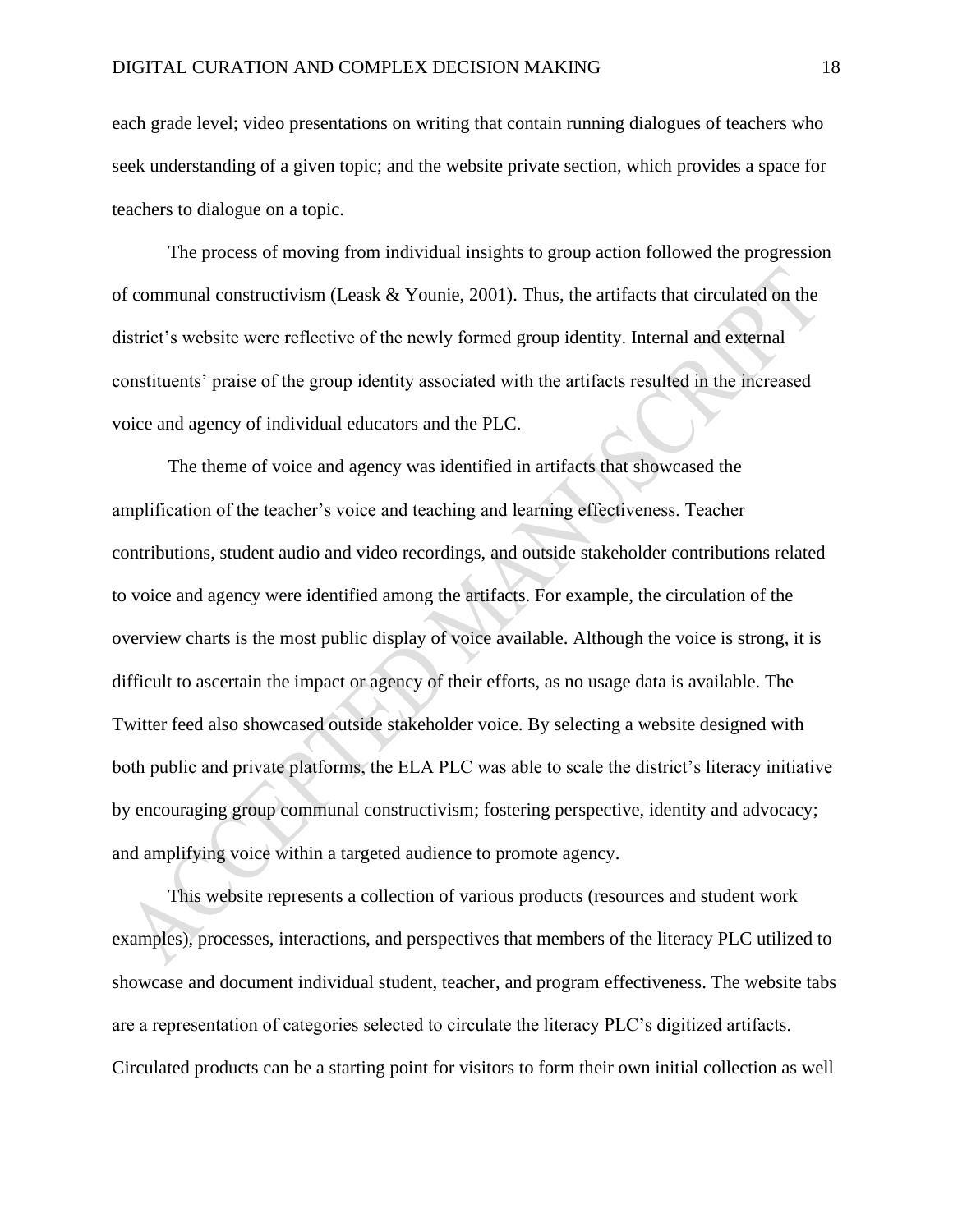each grade level; video presentations on writing that contain running dialogues of teachers who seek understanding of a given topic; and the website private section, which provides a space for teachers to dialogue on a topic.

The process of moving from individual insights to group action followed the progression of communal constructivism (Leask & Younie, 2001). Thus, the artifacts that circulated on the district's website were reflective of the newly formed group identity. Internal and external constituents' praise of the group identity associated with the artifacts resulted in the increased voice and agency of individual educators and the PLC.

The theme of voice and agency was identified in artifacts that showcased the amplification of the teacher's voice and teaching and learning effectiveness. Teacher contributions, student audio and video recordings, and outside stakeholder contributions related to voice and agency were identified among the artifacts. For example, the circulation of the overview charts is the most public display of voice available. Although the voice is strong, it is difficult to ascertain the impact or agency of their efforts, as no usage data is available. The Twitter feed also showcased outside stakeholder voice. By selecting a website designed with both public and private platforms, the ELA PLC was able to scale the district's literacy initiative by encouraging group communal constructivism; fostering perspective, identity and advocacy; and amplifying voice within a targeted audience to promote agency.

This website represents a collection of various products (resources and student work examples), processes, interactions, and perspectives that members of the literacy PLC utilized to showcase and document individual student, teacher, and program effectiveness. The website tabs are a representation of categories selected to circulate the literacy PLC's digitized artifacts. Circulated products can be a starting point for visitors to form their own initial collection as well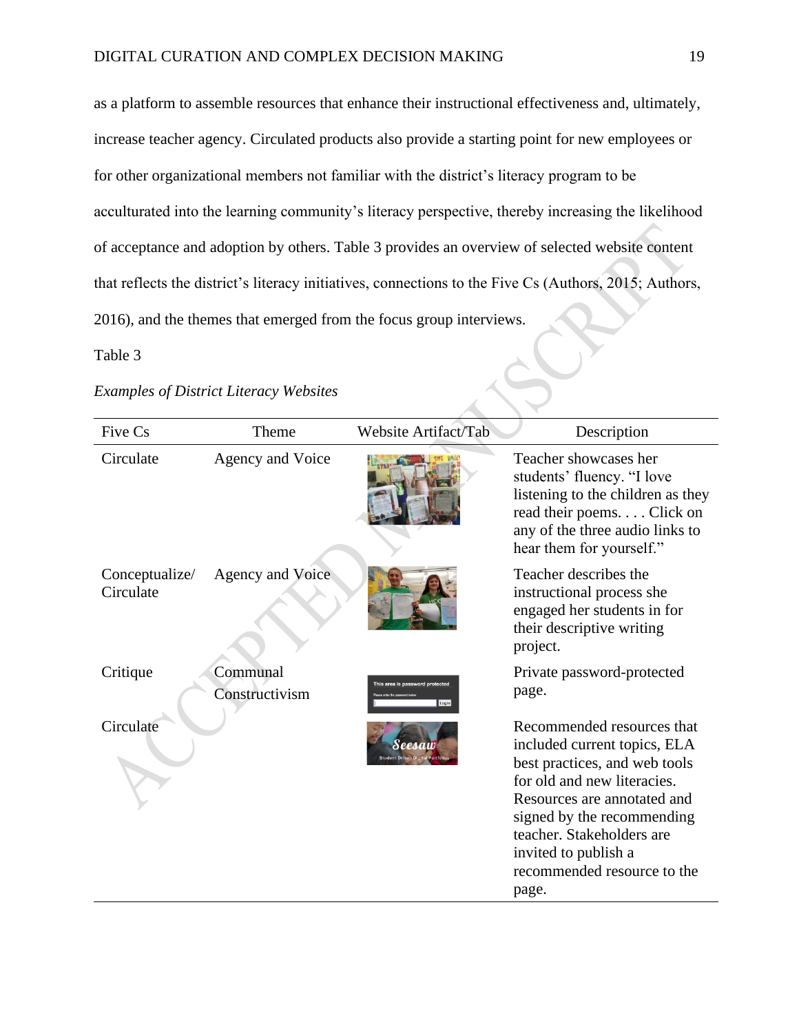as a platform to assemble resources that enhance their instructional effectiveness and, ultimately, increase teacher agency. Circulated products also provide a starting point for new employees or for other organizational members not familiar with the district's literacy program to be acculturated into the learning community's literacy perspective, thereby increasing the likelihood of acceptance and adoption by others. Table 3 provides an overview of selected website content that reflects the district's literacy initiatives, connections to the Five Cs (Authors, 2015; Authors, 2016), and the themes that emerged from the focus group interviews.

Table 3

*Examples of District Literacy Websites*

| Five Cs | Theme | Website Artifact/Tab | Description |
|---|---|---|---|
| Circulate | Agency and Voice | | Teacher showcases her students' fluency. "I love listening to the children as they read their poems. . . . Click on any of the three audio links to hear them for yourself." |
| Conceptualize/ Circulate | Agency and Voice | | Teacher describes the instructional process she engaged her students in for their descriptive writing project. |
| Critique | Communal Constructivism | This area is password protected | Private password-protected page. |
| Circulate | | Seesaw Student Driven Digital Portfolios | Recommended resources that included current topics, ELA best practices, and web tools for old and new literacies. Resources are annotated and signed by the recommending teacher. Stakeholders are invited to publish a recommended resource to the page. |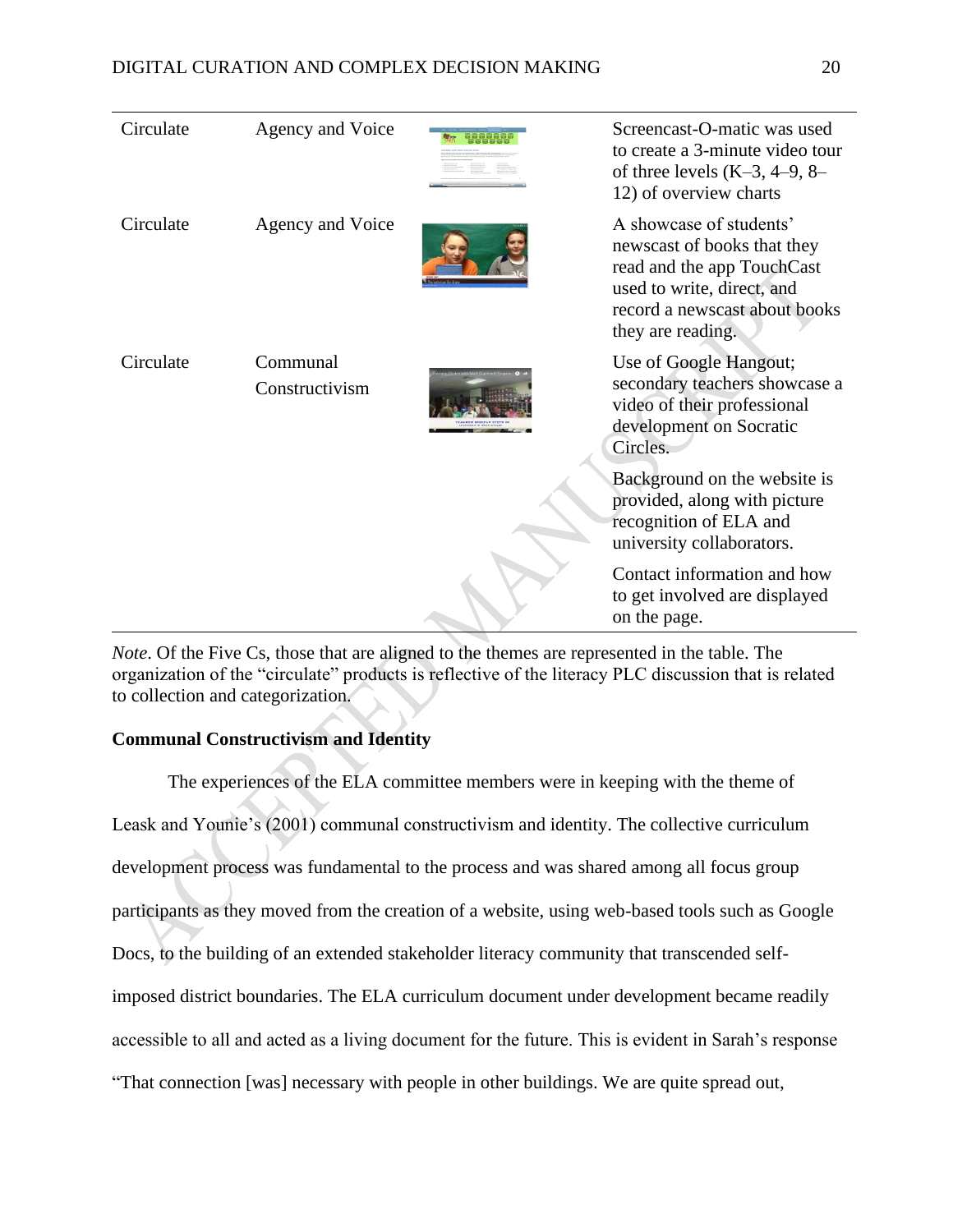| Circulate | Agency and Voice | | Screencast-O-matic was used to create a 3-minute video tour of three levels (K–3, 4–9, 8–12) of overview charts |
|---|---|---|---|
| Circulate | Agency and Voice | | A showcase of students' newscast of books that they read and the app TouchCast used to write, direct, and record a newscast about books they are reading. |
| Circulate | Communal Constructivism | | Use of Google Hangout; secondary teachers showcase a video of their professional development on Socratic Circles. |
| | | | Background on the website is provided, along with picture recognition of ELA and university collaborators. |
| | | | Contact information and how to get involved are displayed on the page. |

*Note*. Of the Five Cs, those that are aligned to the themes are represented in the table. The organization of the "circulate" products is reflective of the literacy PLC discussion that is related to collection and categorization.

**Communal Constructivism and Identity**

The experiences of the ELA committee members were in keeping with the theme of Leask and Younie's (2001) communal constructivism and identity. The collective curriculum development process was fundamental to the process and was shared among all focus group participants as they moved from the creation of a website, using web-based tools such as Google Docs, to the building of an extended stakeholder literacy community that transcended self-imposed district boundaries. The ELA curriculum document under development became readily accessible to all and acted as a living document for the future. This is evident in Sarah's response "That connection [was] necessary with people in other buildings. We are quite spread out,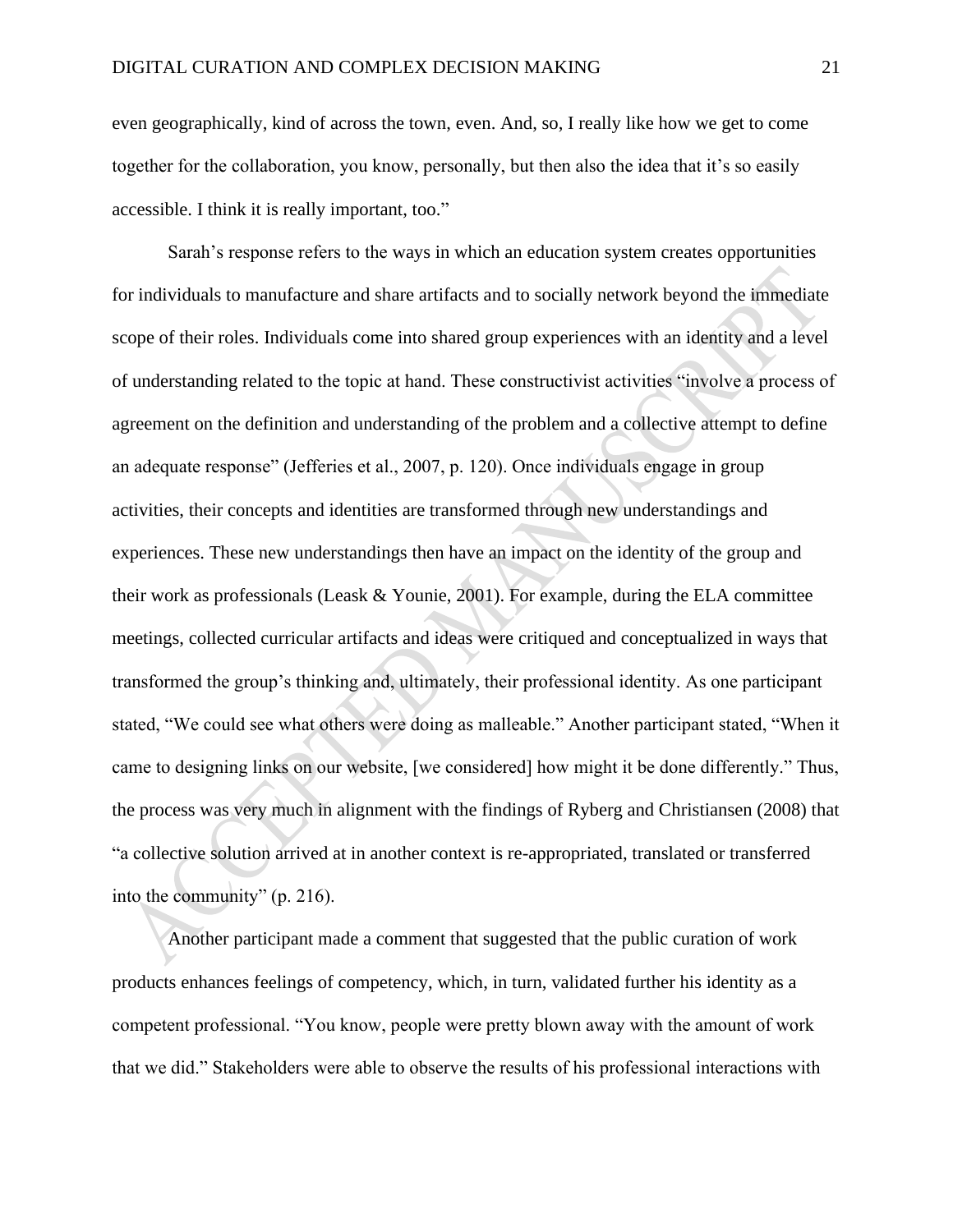even geographically, kind of across the town, even. And, so, I really like how we get to come together for the collaboration, you know, personally, but then also the idea that it's so easily accessible. I think it is really important, too."

Sarah's response refers to the ways in which an education system creates opportunities for individuals to manufacture and share artifacts and to socially network beyond the immediate scope of their roles. Individuals come into shared group experiences with an identity and a level of understanding related to the topic at hand. These constructivist activities "involve a process of agreement on the definition and understanding of the problem and a collective attempt to define an adequate response" (Jefferies et al., 2007, p. 120). Once individuals engage in group activities, their concepts and identities are transformed through new understandings and experiences. These new understandings then have an impact on the identity of the group and their work as professionals (Leask & Younie, 2001). For example, during the ELA committee meetings, collected curricular artifacts and ideas were critiqued and conceptualized in ways that transformed the group's thinking and, ultimately, their professional identity. As one participant stated, "We could see what others were doing as malleable." Another participant stated, "When it came to designing links on our website, [we considered] how might it be done differently." Thus, the process was very much in alignment with the findings of Ryberg and Christiansen (2008) that "a collective solution arrived at in another context is re-appropriated, translated or transferred into the community" (p. 216).

Another participant made a comment that suggested that the public curation of work products enhances feelings of competency, which, in turn, validated further his identity as a competent professional. "You know, people were pretty blown away with the amount of work that we did." Stakeholders were able to observe the results of his professional interactions with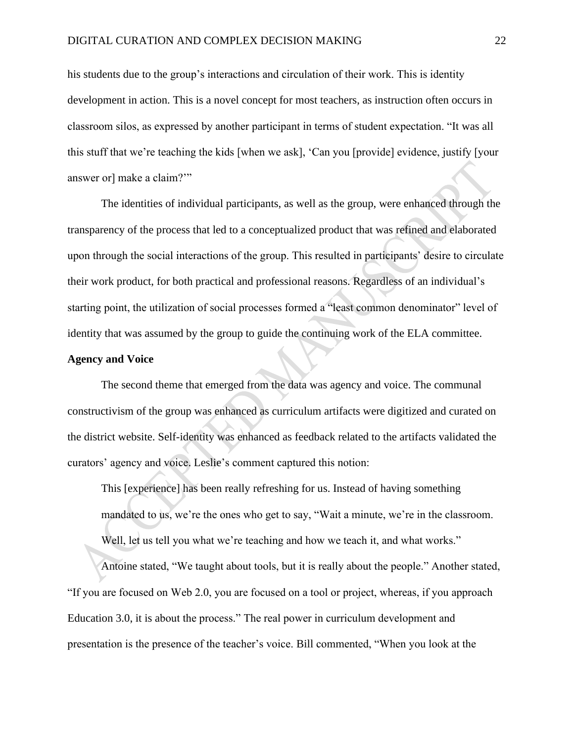his students due to the group's interactions and circulation of their work. This is identity development in action. This is a novel concept for most teachers, as instruction often occurs in classroom silos, as expressed by another participant in terms of student expectation. "It was all this stuff that we're teaching the kids [when we ask], 'Can you [provide] evidence, justify [your answer or] make a claim?'"

The identities of individual participants, as well as the group, were enhanced through the transparency of the process that led to a conceptualized product that was refined and elaborated upon through the social interactions of the group. This resulted in participants' desire to circulate their work product, for both practical and professional reasons. Regardless of an individual's starting point, the utilization of social processes formed a "least common denominator" level of identity that was assumed by the group to guide the continuing work of the ELA committee.

**Agency and Voice**

The second theme that emerged from the data was agency and voice. The communal constructivism of the group was enhanced as curriculum artifacts were digitized and curated on the district website. Self-identity was enhanced as feedback related to the artifacts validated the curators' agency and voice. Leslie's comment captured this notion:

> This [experience] has been really refreshing for us. Instead of having something mandated to us, we're the ones who get to say, "Wait a minute, we're in the classroom. Well, let us tell you what we're teaching and how we teach it, and what works."

Antoine stated, "We taught about tools, but it is really about the people." Another stated, "If you are focused on Web 2.0, you are focused on a tool or project, whereas, if you approach Education 3.0, it is about the process." The real power in curriculum development and presentation is the presence of the teacher's voice. Bill commented, "When you look at the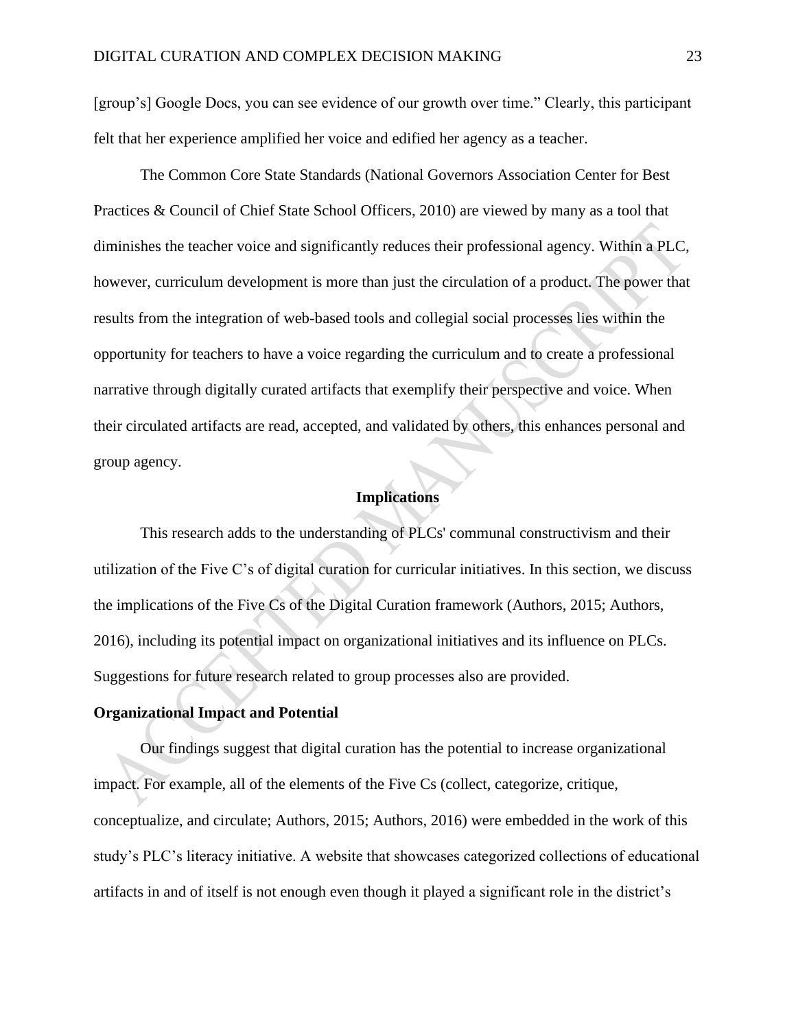[group's] Google Docs, you can see evidence of our growth over time." Clearly, this participant felt that her experience amplified her voice and edified her agency as a teacher.

The Common Core State Standards (National Governors Association Center for Best Practices & Council of Chief State School Officers, 2010) are viewed by many as a tool that diminishes the teacher voice and significantly reduces their professional agency. Within a PLC, however, curriculum development is more than just the circulation of a product. The power that results from the integration of web-based tools and collegial social processes lies within the opportunity for teachers to have a voice regarding the curriculum and to create a professional narrative through digitally curated artifacts that exemplify their perspective and voice. When their circulated artifacts are read, accepted, and validated by others, this enhances personal and group agency.

## Implications

This research adds to the understanding of PLCs' communal constructivism and their utilization of the Five C's of digital curation for curricular initiatives. In this section, we discuss the implications of the Five Cs of the Digital Curation framework (Authors, 2015; Authors, 2016), including its potential impact on organizational initiatives and its influence on PLCs. Suggestions for future research related to group processes also are provided.

### Organizational Impact and Potential

Our findings suggest that digital curation has the potential to increase organizational impact. For example, all of the elements of the Five Cs (collect, categorize, critique, conceptualize, and circulate; Authors, 2015; Authors, 2016) were embedded in the work of this study's PLC's literacy initiative. A website that showcases categorized collections of educational artifacts in and of itself is not enough even though it played a significant role in the district's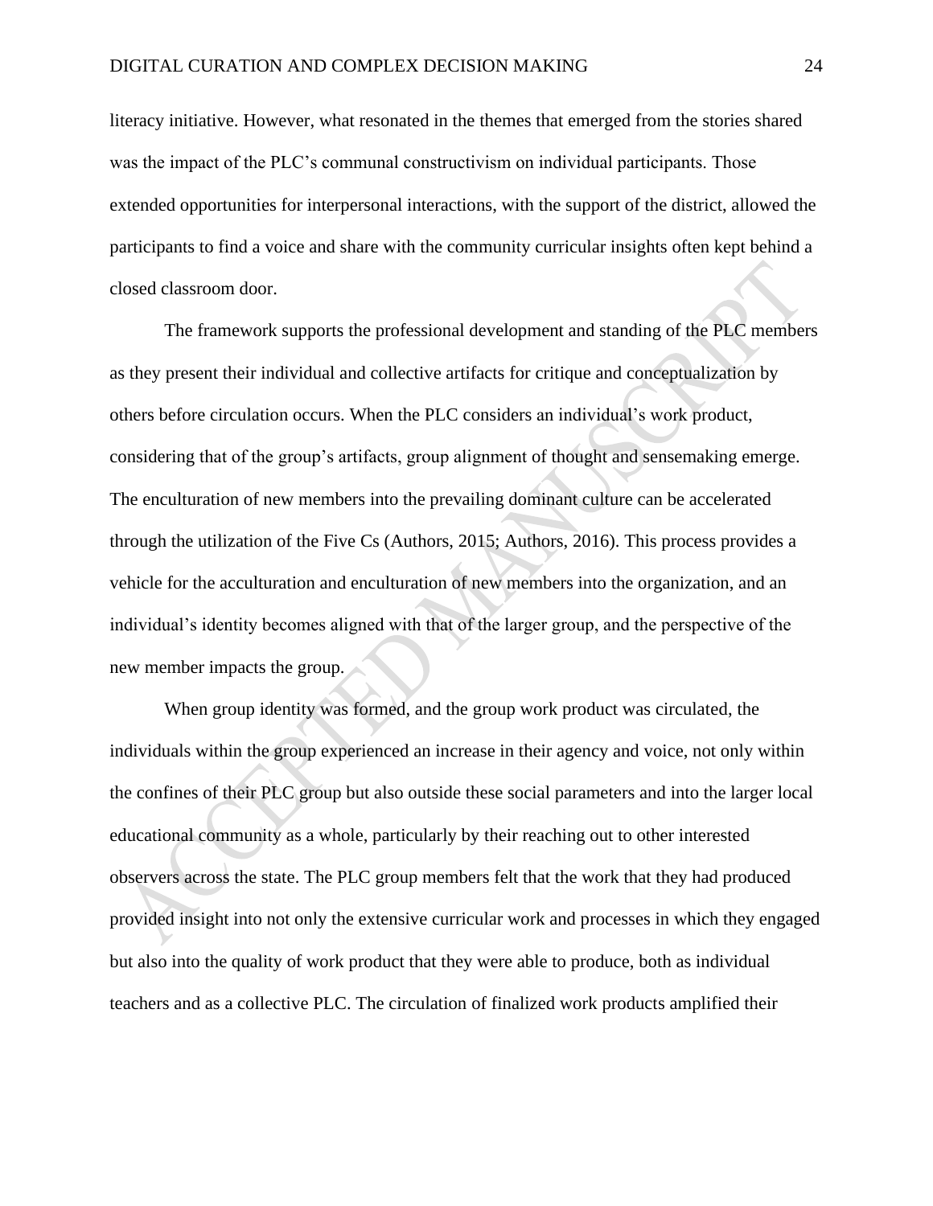literacy initiative. However, what resonated in the themes that emerged from the stories shared was the impact of the PLC's communal constructivism on individual participants. Those extended opportunities for interpersonal interactions, with the support of the district, allowed the participants to find a voice and share with the community curricular insights often kept behind a closed classroom door.

The framework supports the professional development and standing of the PLC members as they present their individual and collective artifacts for critique and conceptualization by others before circulation occurs. When the PLC considers an individual's work product, considering that of the group's artifacts, group alignment of thought and sensemaking emerge. The enculturation of new members into the prevailing dominant culture can be accelerated through the utilization of the Five Cs (Authors, 2015; Authors, 2016). This process provides a vehicle for the acculturation and enculturation of new members into the organization, and an individual's identity becomes aligned with that of the larger group, and the perspective of the new member impacts the group.

When group identity was formed, and the group work product was circulated, the individuals within the group experienced an increase in their agency and voice, not only within the confines of their PLC group but also outside these social parameters and into the larger local educational community as a whole, particularly by their reaching out to other interested observers across the state. The PLC group members felt that the work that they had produced provided insight into not only the extensive curricular work and processes in which they engaged but also into the quality of work product that they were able to produce, both as individual teachers and as a collective PLC. The circulation of finalized work products amplified their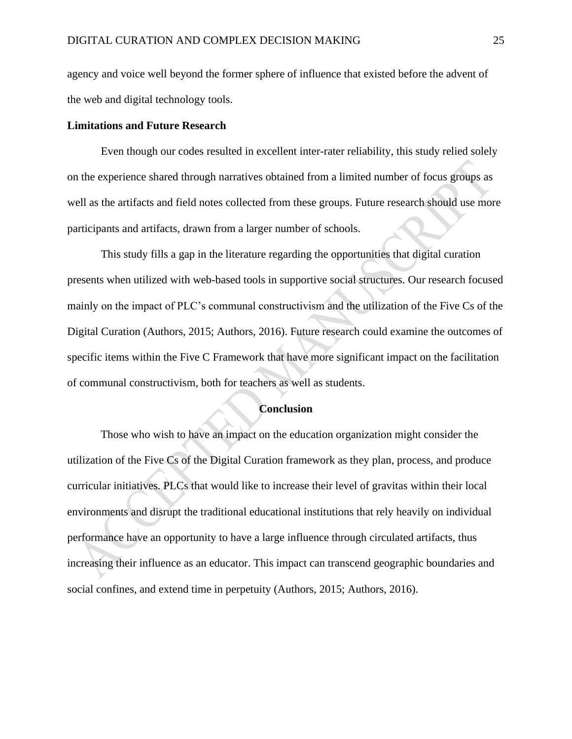agency and voice well beyond the former sphere of influence that existed before the advent of the web and digital technology tools.

**Limitations and Future Research**

Even though our codes resulted in excellent inter-rater reliability, this study relied solely on the experience shared through narratives obtained from a limited number of focus groups as well as the artifacts and field notes collected from these groups. Future research should use more participants and artifacts, drawn from a larger number of schools.

This study fills a gap in the literature regarding the opportunities that digital curation presents when utilized with web-based tools in supportive social structures. Our research focused mainly on the impact of PLC's communal constructivism and the utilization of the Five Cs of the Digital Curation (Authors, 2015; Authors, 2016). Future research could examine the outcomes of specific items within the Five C Framework that have more significant impact on the facilitation of communal constructivism, both for teachers as well as students.

## Conclusion

Those who wish to have an impact on the education organization might consider the utilization of the Five Cs of the Digital Curation framework as they plan, process, and produce curricular initiatives. PLCs that would like to increase their level of gravitas within their local environments and disrupt the traditional educational institutions that rely heavily on individual performance have an opportunity to have a large influence through circulated artifacts, thus increasing their influence as an educator. This impact can transcend geographic boundaries and social confines, and extend time in perpetuity (Authors, 2015; Authors, 2016).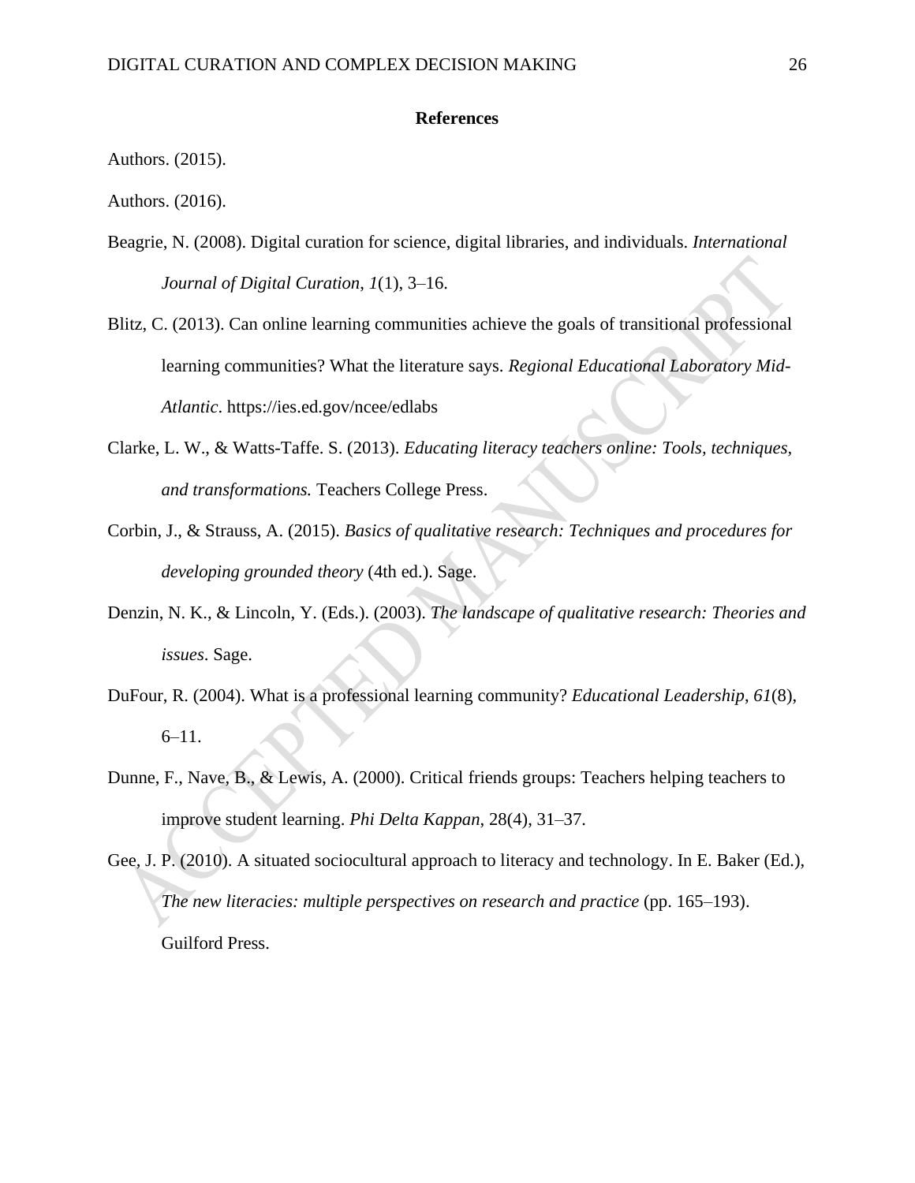**References**

Authors. (2015).

Authors. (2016).

Beagrie, N. (2008). Digital curation for science, digital libraries, and individuals. *International Journal of Digital Curation*, *1*(1), 3–16.

Blitz, C. (2013). Can online learning communities achieve the goals of transitional professional learning communities? What the literature says. *Regional Educational Laboratory Mid-Atlantic*. https://ies.ed.gov/ncee/edlabs

Clarke, L. W., & Watts-Taffe. S. (2013). *Educating literacy teachers online: Tools, techniques, and transformations.* Teachers College Press.

Corbin, J., & Strauss, A. (2015). *Basics of qualitative research: Techniques and procedures for developing grounded theory* (4th ed.). Sage.

Denzin, N. K., & Lincoln, Y. (Eds.). (2003). *The landscape of qualitative research: Theories and issues*. Sage.

DuFour, R. (2004). What is a professional learning community? *Educational Leadership*, *61*(8), 6–11.

Dunne, F., Nave, B., & Lewis, A. (2000). Critical friends groups: Teachers helping teachers to improve student learning. *Phi Delta Kappan*, 28(4), 31–37.

Gee, J. P. (2010). A situated sociocultural approach to literacy and technology. In E. Baker (Ed.), *The new literacies: multiple perspectives on research and practice* (pp. 165–193). Guilford Press.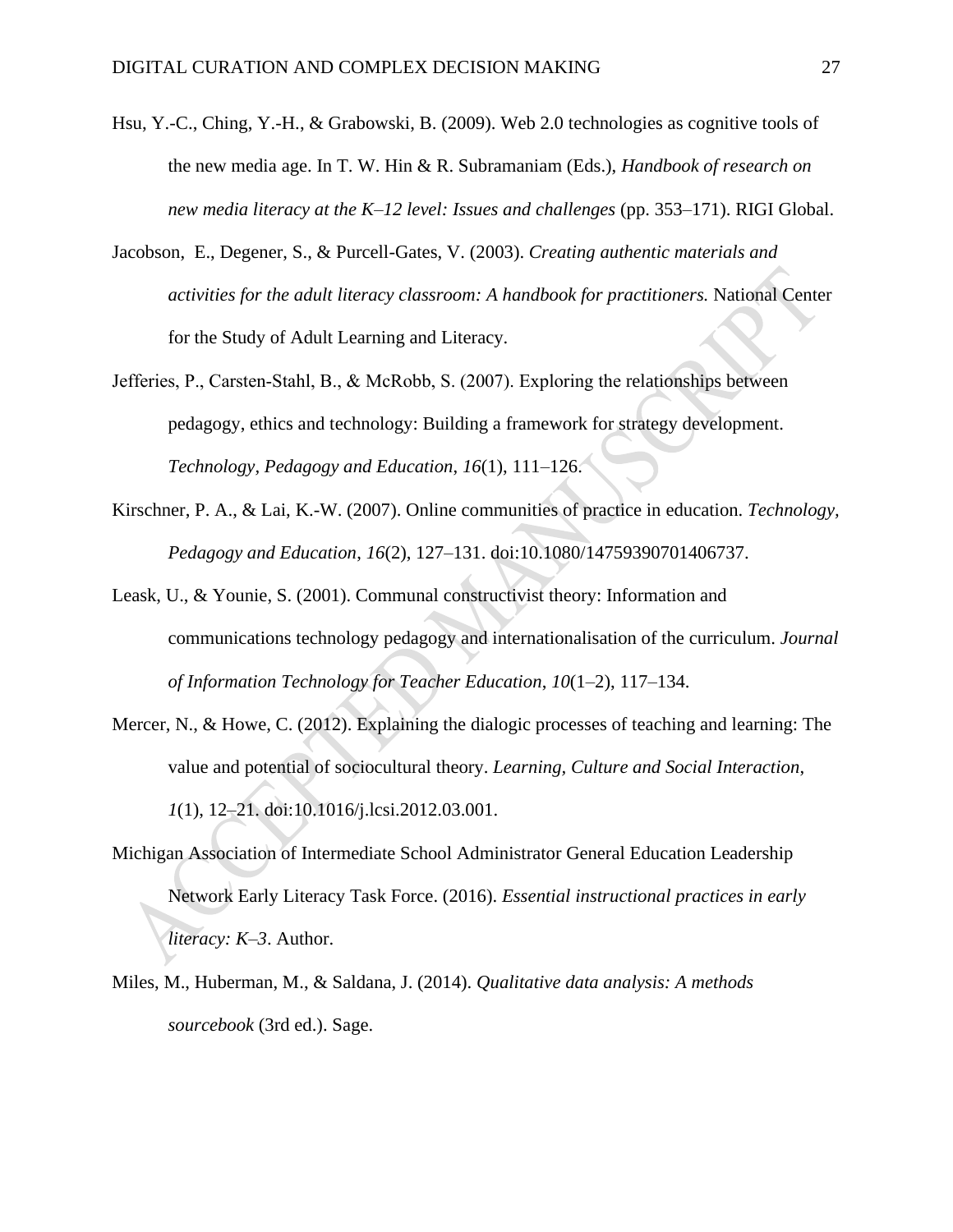Hsu, Y.-C., Ching, Y.-H., & Grabowski, B. (2009). Web 2.0 technologies as cognitive tools of the new media age. In T. W. Hin & R. Subramaniam (Eds.), *Handbook of research on new media literacy at the K–12 level: Issues and challenges* (pp. 353–171). RIGI Global.

Jacobson, E., Degener, S., & Purcell-Gates, V. (2003). *Creating authentic materials and activities for the adult literacy classroom: A handbook for practitioners.* National Center for the Study of Adult Learning and Literacy.

Jefferies, P., Carsten-Stahl, B., & McRobb, S. (2007). Exploring the relationships between pedagogy, ethics and technology: Building a framework for strategy development. *Technology, Pedagogy and Education*, *16*(1), 111–126.

Kirschner, P. A., & Lai, K.-W. (2007). Online communities of practice in education. *Technology, Pedagogy and Education*, *16*(2), 127–131. doi:10.1080/14759390701406737.

Leask, U., & Younie, S. (2001). Communal constructivist theory: Information and communications technology pedagogy and internationalisation of the curriculum. *Journal of Information Technology for Teacher Education*, *10*(1–2), 117–134.

Mercer, N., & Howe, C. (2012). Explaining the dialogic processes of teaching and learning: The value and potential of sociocultural theory. *Learning, Culture and Social Interaction*, *1*(1), 12–21. doi:10.1016/j.lcsi.2012.03.001.

Michigan Association of Intermediate School Administrator General Education Leadership Network Early Literacy Task Force. (2016). *Essential instructional practices in early literacy: K–3*. Author.

Miles, M., Huberman, M., & Saldana, J. (2014). *Qualitative data analysis: A methods sourcebook* (3rd ed.). Sage.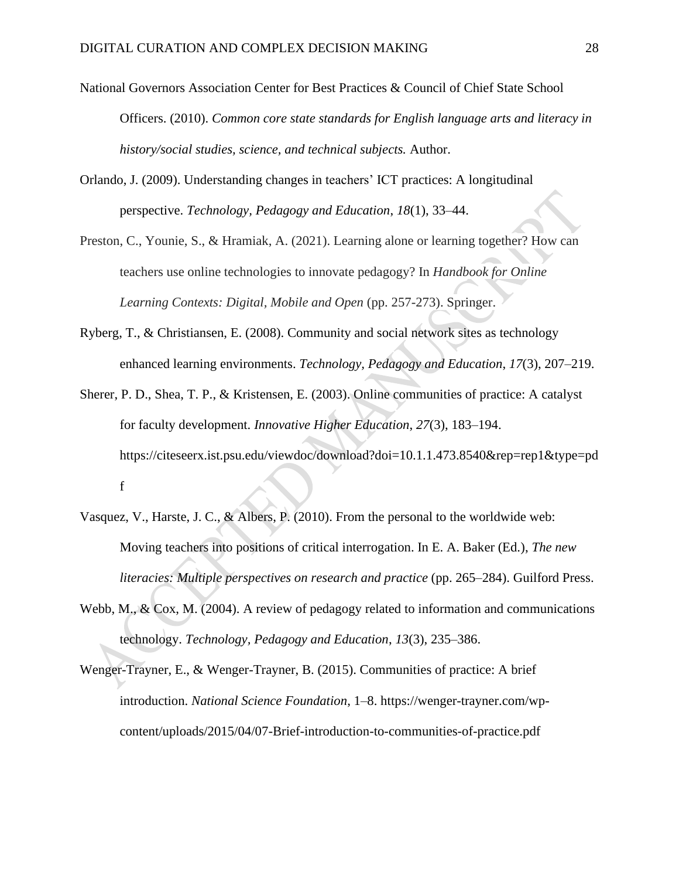National Governors Association Center for Best Practices & Council of Chief State School Officers. (2010). *Common core state standards for English language arts and literacy in history/social studies, science, and technical subjects.* Author.

Orlando, J. (2009). Understanding changes in teachers' ICT practices: A longitudinal perspective. *Technology, Pedagogy and Education*, *18*(1), 33–44.

Preston, C., Younie, S., & Hramiak, A. (2021). Learning alone or learning together? How can teachers use online technologies to innovate pedagogy? In *Handbook for Online Learning Contexts: Digital, Mobile and Open* (pp. 257-273). Springer.

Ryberg, T., & Christiansen, E. (2008). Community and social network sites as technology enhanced learning environments. *Technology, Pedagogy and Education*, *17*(3), 207–219.

Sherer, P. D., Shea, T. P., & Kristensen, E. (2003). Online communities of practice: A catalyst for faculty development. *Innovative Higher Education*, *27*(3), 183–194. https://citeseerx.ist.psu.edu/viewdoc/download?doi=10.1.1.473.8540&rep=rep1&type=pdf

Vasquez, V., Harste, J. C., & Albers, P. (2010). From the personal to the worldwide web: Moving teachers into positions of critical interrogation. In E. A. Baker (Ed.), *The new literacies: Multiple perspectives on research and practice* (pp. 265–284). Guilford Press.

Webb, M., & Cox, M. (2004). A review of pedagogy related to information and communications technology. *Technology, Pedagogy and Education*, *13*(3), 235–386.

Wenger-Trayner, E., & Wenger-Trayner, B. (2015). Communities of practice: A brief introduction. *National Science Foundation*, 1–8. https://wenger-trayner.com/wp-content/uploads/2015/04/07-Brief-introduction-to-communities-of-practice.pdf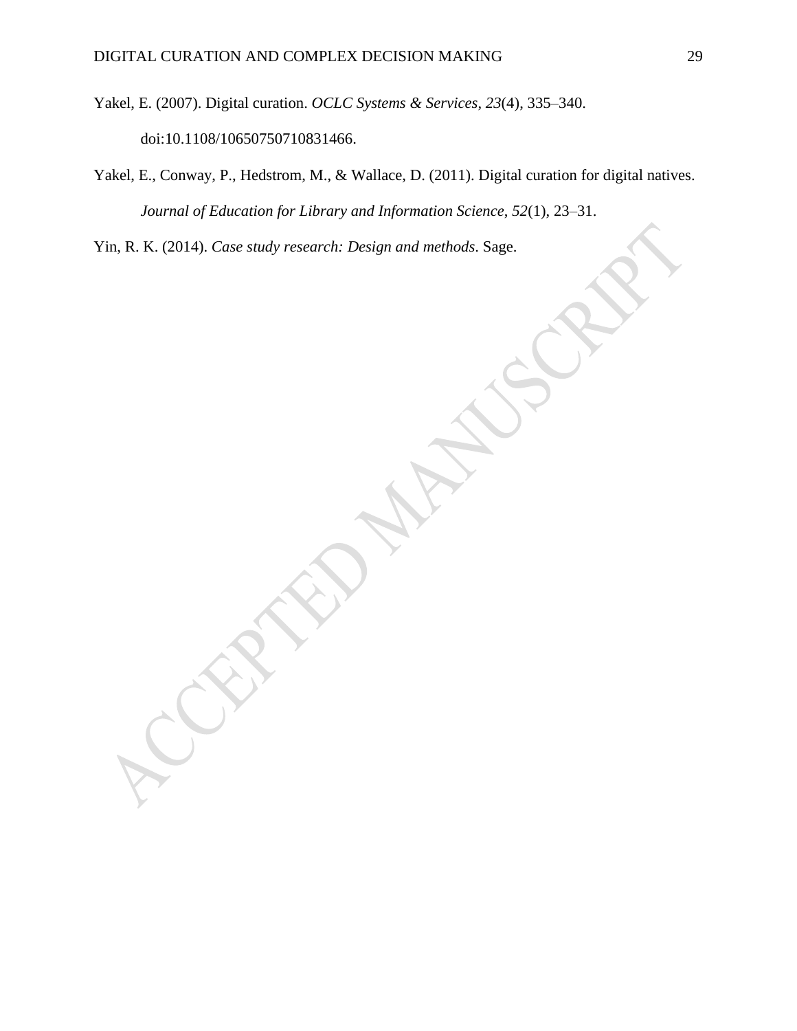Yakel, E. (2007). Digital curation. *OCLC Systems & Services*, *23*(4), 335–340. doi:10.1108/10650750710831466.

Yakel, E., Conway, P., Hedstrom, M., & Wallace, D. (2011). Digital curation for digital natives. *Journal of Education for Library and Information Science*, *52*(1), 23–31.

Yin, R. K. (2014). *Case study research: Design and methods*. Sage.